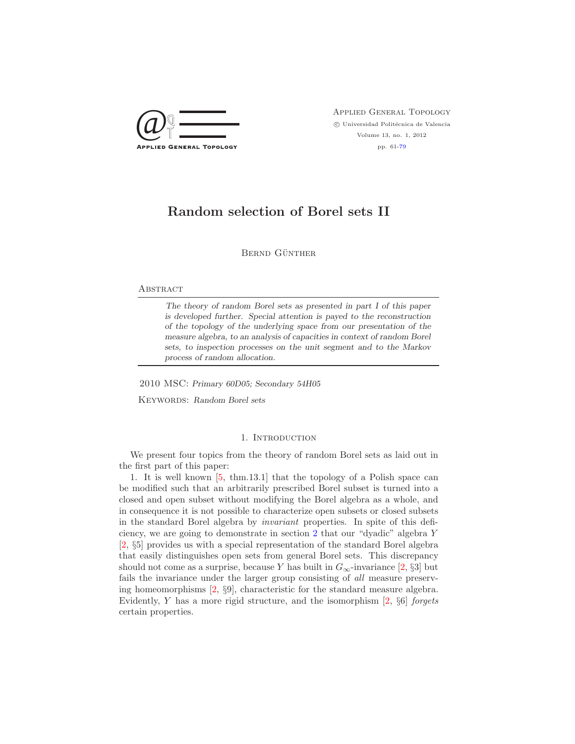# Random selection of Borel sets II

Bernd Günther

## Abstract

*The theory of random Borel sets as presented in part I of this paper is developed further. Special attention is payed to the reconstruction of the topology of the underlying space from our presentation of the measure algebra, to an analysis of capacities in context of random Borel sets, to inspection processes on the unit segment and to the Markov process of random allocation.*

2010 MSC: *Primary 60D05; Secondary 54H05*

Keywords: *Random Borel sets*

## 1. Introduction

We present four topics from the theory of random Borel sets as laid out in the first part of this paper:

1. It is well known [5, thm.13.1] that the topology of a Polish space can be modified such that an arbitrarily prescribed Borel subset is turned into a closed and open subset without modifying the Borel algebra as a whole, and in consequence it is not possible to characterize open subsets or closed subsets in the standard Borel algebra by *invariant* properties. In spite of this deficiency, we are going to demonstrate in section 2 that our "dyadic" algebra $Y$ [2, §5] provides us with a special representation of the standard Borel algebra that easily distinguishes open sets from general Borel sets. This discrepancy should not come as a surprise, because $Y$ has built in $G_\infty$-invariance [2, §3] but fails the invariance under the larger group consisting of *all* measure preserving homeomorphisms [2, §9], characteristic for the standard measure algebra. Evidently, $Y$ has a more rigid structure, and the isomorphism [2, §6] *forgets* certain properties.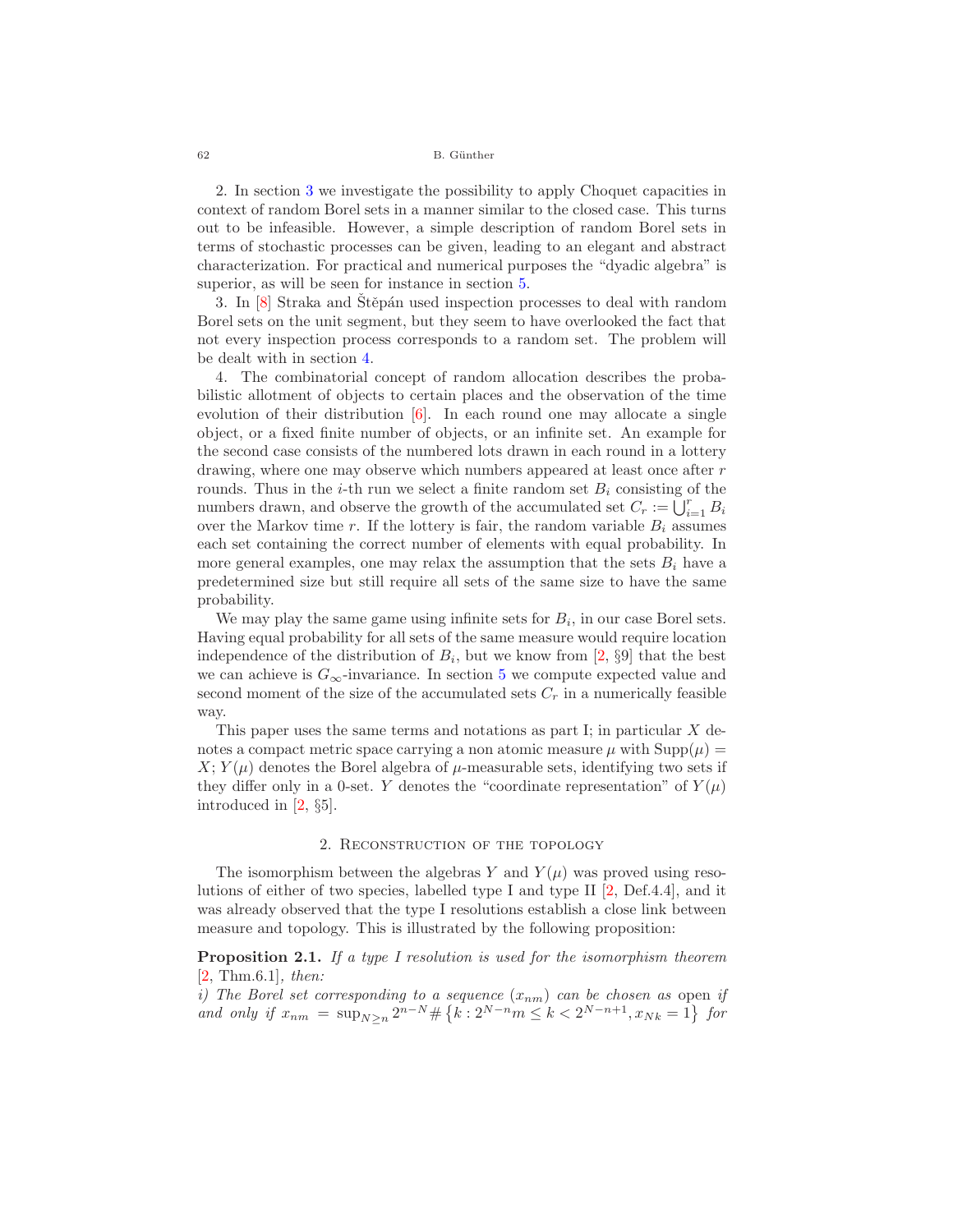2. In section 3 we investigate the possibility to apply Choquet capacities in context of random Borel sets in a manner similar to the closed case. This turns out to be infeasible. However, a simple description of random Borel sets in terms of stochastic processes can be given, leading to an elegant and abstract characterization. For practical and numerical purposes the "dyadic algebra" is superior, as will be seen for instance in section 5.

3. In [8] Straka and Štěpán used inspection processes to deal with random Borel sets on the unit segment, but they seem to have overlooked the fact that not every inspection process corresponds to a random set. The problem will be dealt with in section 4.

4. The combinatorial concept of random allocation describes the probabilistic allotment of objects to certain places and the observation of the time evolution of their distribution [6]. In each round one may allocate a single object, or a fixed finite number of objects, or an infinite set. An example for the second case consists of the numbered lots drawn in each round in a lottery drawing, where one may observe which numbers appeared at least once after $r$ rounds. Thus in the $i$-th run we select a finite random set $B_i$ consisting of the numbers drawn, and observe the growth of the accumulated set $C_r := \bigcup_{i=1}^{r} B_i$ over the Markov time $r$. If the lottery is fair, the random variable $B_i$ assumes each set containing the correct number of elements with equal probability. In more general examples, one may relax the assumption that the sets $B_i$ have a predetermined size but still require all sets of the same size to have the same probability.

We may play the same game using infinite sets for $B_i$, in our case Borel sets. Having equal probability for all sets of the same measure would require location independence of the distribution of $B_i$, but we know from [2, §9] that the best we can achieve is $G_\infty$-invariance. In section 5 we compute expected value and second moment of the size of the accumulated sets $C_r$ in a numerically feasible way.

This paper uses the same terms and notations as part I; in particular $X$ denotes a compact metric space carrying a non atomic measure $\mu$ with $\mathrm{Supp}(\mu) = X$; $Y(\mu)$ denotes the Borel algebra of $\mu$-measurable sets, identifying two sets if they differ only in a 0-set. $Y$ denotes the "coordinate representation" of $Y(\mu)$ introduced in [2, §5].

## 2. Reconstruction of the topology

The isomorphism between the algebras $Y$ and $Y(\mu)$ was proved using resolutions of either of two species, labelled type I and type II [2, Def.4.4], and it was already observed that the type I resolutions establish a close link between measure and topology. This is illustrated by the following proposition:

**Proposition 2.1.** *If a type I resolution is used for the isomorphism theorem [2, Thm.6.1], then:*

*i) The Borel set corresponding to a sequence $(x_{nm})$ can be chosen as* open *if and only if $x_{nm} = \sup_{N \geq n} 2^{n-N} \# \left\{ k : 2^{N-n} m \leq k < 2^{N-n+1}, x_{Nk} = 1 \right\}$ for*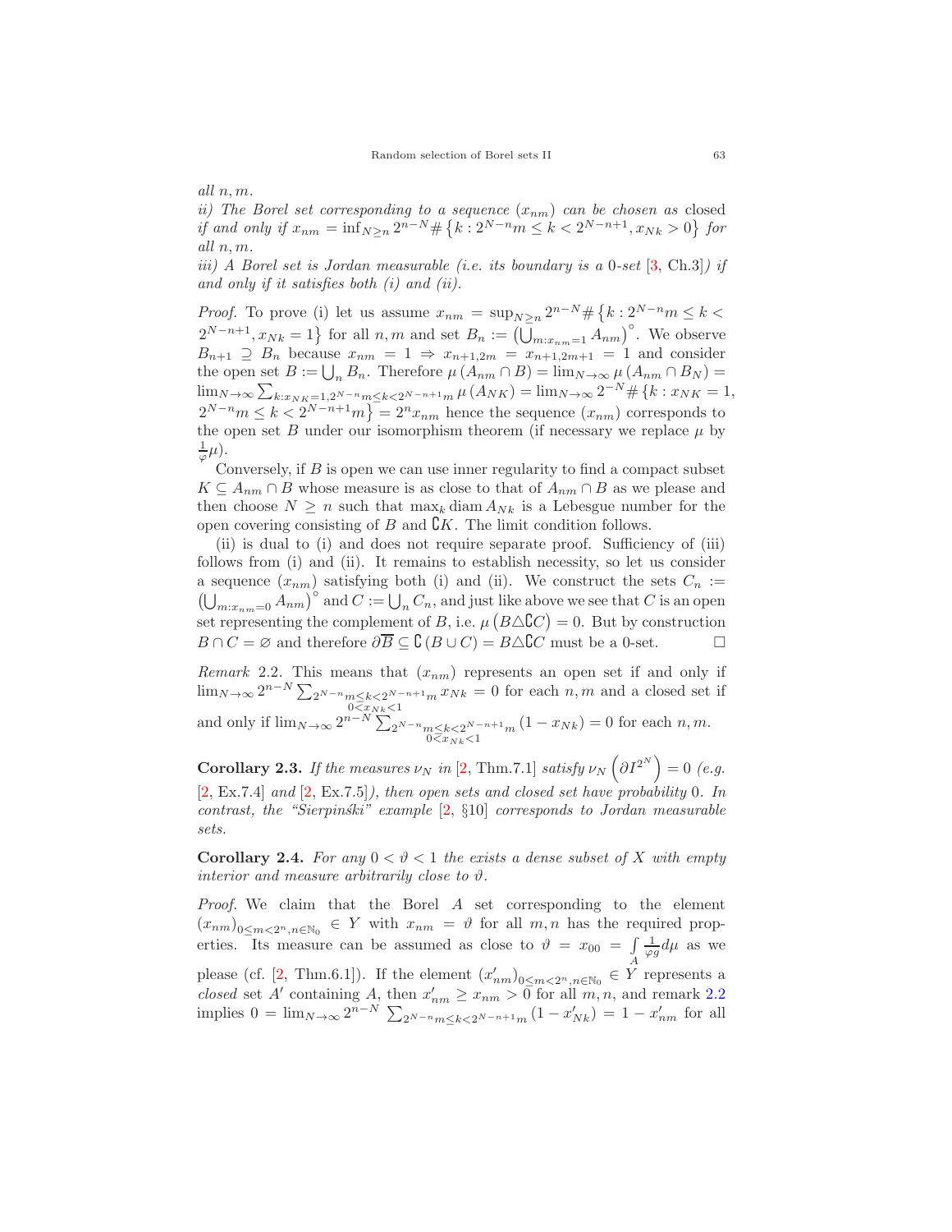*all $n, m$.*

*ii) The Borel set corresponding to a sequence $(x_{nm})$ can be chosen as* closed *if and only if $x_{nm} = \inf_{N \geq n} 2^{n-N} \# \{ k : 2^{N-n}m \leq k < 2^{N-n+1}, x_{Nk} > 0 \}$ for all $n, m$.*

*iii) A Borel set is Jordan measurable (i.e. its boundary is a 0-set [3, Ch.3]) if and only if it satisfies both (i) and (ii).*

*Proof.* To prove (i) let us assume $x_{nm} = \sup_{N \geq n} 2^{n-N} \# \{ k : 2^{N-n}m \leq k < 2^{N-n+1}, x_{Nk} = 1 \}$ for all $n, m$ and set $B_n := \left( \bigcup_{m : x_{nm} = 1} A_{nm} \right)^{\circ}$. We observe $B_{n+1} \supseteq B_n$ because $x_{nm} = 1 \Rightarrow x_{n+1,2m} = x_{n+1,2m+1} = 1$ and consider the open set $B := \bigcup_n B_n$. Therefore $\mu(A_{nm} \cap B) = \lim_{N\to\infty} \mu(A_{nm} \cap B_N) = \lim_{N\to\infty} \sum_{k : x_{NK} = 1, 2^{N-n}m \leq k < 2^{N-n+1}m} \mu(A_{NK}) = \lim_{N\to\infty} 2^{-N} \# \{ k : x_{NK} = 1, 2^{N-n}m \leq k < 2^{N-n+1}m \} = 2^n x_{nm}$ hence the sequence $(x_{nm})$ corresponds to the open set $B$ under our isomorphism theorem (if necessary we replace $\mu$ by $\frac{1}{\varphi}\mu$).

Conversely, if $B$ is open we can use inner regularity to find a compact subset $K \subseteq A_{nm} \cap B$ whose measure is as close to that of $A_{nm} \cap B$ as we please and then choose $N \geq n$ such that $\max_k \operatorname{diam} A_{Nk}$ is a Lebesgue number for the open covering consisting of $B$ and $\complement K$. The limit condition follows.

(ii) is dual to (i) and does not require separate proof. Sufficiency of (iii) follows from (i) and (ii). It remains to establish necessity, so let us consider a sequence $(x_{nm})$ satisfying both (i) and (ii). We construct the sets $C_n := \left( \bigcup_{m : x_{nm} = 0} A_{nm} \right)^{\circ}$ and $C := \bigcup_n C_n$, and just like above we see that $C$ is an open set representing the complement of $B$, i.e. $\mu\left( B \triangle \complement C \right) = 0$. But by construction $B \cap C = \varnothing$ and therefore $\partial \overline{B} \subseteq \complement (B \cup C) = B \triangle \complement C$ must be a 0-set. $\square$

*Remark* 2.2. This means that $(x_{nm})$ represents an open set if and only if $\lim_{N\to\infty} 2^{n-N} \sum_{\substack{2^{N-n}m \leq k < 2^{N-n+1}m \\ 0 < x_{Nk} < 1}} x_{Nk} = 0$ for each $n, m$ and a closed set if and only if $\lim_{N\to\infty} 2^{n-N} \sum_{\substack{2^{N-n}m \leq k < 2^{N-n+1}m \\ 0 < x_{Nk} < 1}} (1 - x_{Nk}) = 0$ for each $n, m$.

**Corollary 2.3.** *If the measures $\nu_N$ in [2, Thm.7.1] satisfy $\nu_N\left( \partial I^{2^N} \right) = 0$ (e.g. [2, Ex.7.4] and [2, Ex.7.5]), then open sets and closed set have probability 0. In contrast, the "Sierpiński" example [2, §10] corresponds to Jordan measurable sets.*

**Corollary 2.4.** *For any $0 < \vartheta < 1$ the exists a dense subset of $X$ with empty interior and measure arbitrarily close to $\vartheta$.*

*Proof.* We claim that the Borel $A$ set corresponding to the element $(x_{nm})_{0 \leq m < 2^n, n \in \mathbb{N}_0} \in Y$ with $x_{nm} = \vartheta$ for all $m, n$ has the required properties. Its measure can be assumed as close to $\vartheta = x_{00} = \int_A \frac{1}{\varphi g} d\mu$ as we please (cf. [2, Thm.6.1]). If the element $(x'_{nm})_{0 \leq m < 2^n, n \in \mathbb{N}_0} \in Y$ represents a *closed* set $A'$ containing $A$, then $x'_{nm} \geq x_{nm} > 0$ for all $m, n$, and remark 2.2 implies $0 = \lim_{N\to\infty} 2^{n-N} \sum_{2^{N-n}m \leq k < 2^{N-n+1}m} (1 - x'_{Nk}) = 1 - x'_{nm}$ for all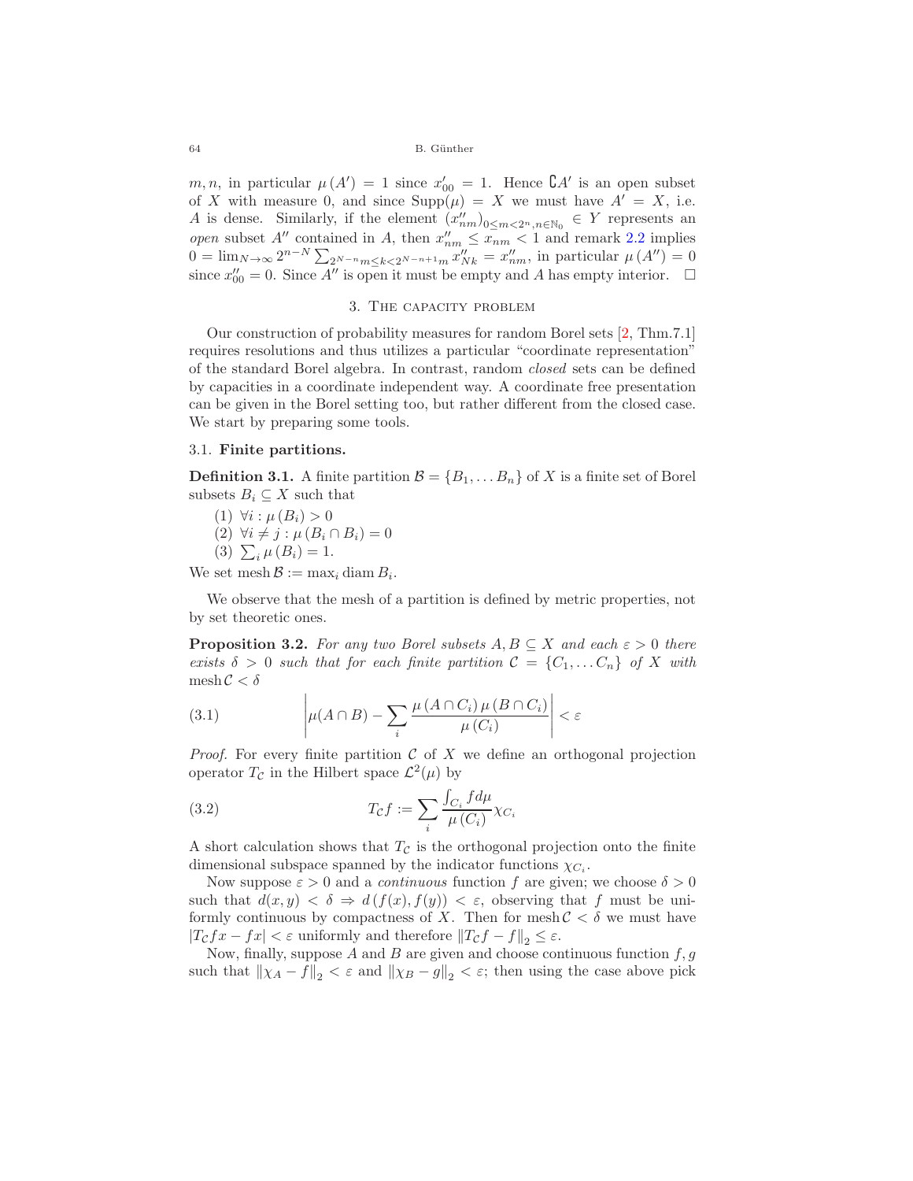$m, n$, in particular $\mu(A') = 1$ since $x'_{00} = 1$. Hence $\complement A'$ is an open subset of $X$ with measure 0, and since $\mathrm{Supp}(\mu) = X$ we must have $A' = X$, i.e. $A$ is dense. Similarly, if the element $(x''_{nm})_{0 \le m < 2^n, n \in \mathbb{N}_0} \in Y$ represents an *open* subset $A''$ contained in $A$, then $x''_{nm} \le x_{nm} < 1$ and remark 2.2 implies $0 = \lim_{N\to\infty} 2^{n-N} \sum_{2^{N-n} m \le k < 2^{N-n+1} m} x''_{Nk} = x''_{nm}$, in particular $\mu(A'') = 0$ since $x''_{00} = 0$. Since $A''$ is open it must be empty and $A$ has empty interior. $\square$

## 3. The capacity problem

Our construction of probability measures for random Borel sets [2, Thm.7.1] requires resolutions and thus utilizes a particular "coordinate representation" of the standard Borel algebra. In contrast, random *closed* sets can be defined by capacities in a coordinate independent way. A coordinate free presentation can be given in the Borel setting too, but rather different from the closed case. We start by preparing some tools.

### 3.1. Finite partitions.

**Definition 3.1.** A finite partition $\mathcal{B} = \{B_1, \dots B_n\}$ of $X$ is a finite set of Borel subsets $B_i \subseteq X$ such that

1. $\forall i : \mu(B_i) > 0$
2. $\forall i \ne j : \mu(B_i \cap B_i) = 0$
3. $\sum_i \mu(B_i) = 1$.

We set $\mathrm{mesh}\,\mathcal{B} := \max_i \mathrm{diam}\, B_i$.

We observe that the mesh of a partition is defined by metric properties, not by set theoretic ones.

**Proposition 3.2.** *For any two Borel subsets $A, B \subseteq X$ and each $\varepsilon > 0$ there exists $\delta > 0$ such that for each finite partition $\mathcal{C} = \{C_1, \dots C_n\}$ of $X$ with $\mathrm{mesh}\,\mathcal{C} < \delta$*

$$\left| \mu(A \cap B) - \sum_i \frac{\mu(A \cap C_i)\,\mu(B \cap C_i)}{\mu(C_i)} \right| < \varepsilon \tag{3.1}$$

*Proof.* For every finite partition $\mathcal{C}$ of $X$ we define an orthogonal projection operator $T_{\mathcal{C}}$ in the Hilbert space $\mathcal{L}^2(\mu)$ by

$$T_{\mathcal{C}} f := \sum_i \frac{\int_{C_i} f d\mu}{\mu(C_i)} \chi_{C_i} \tag{3.2}$$

A short calculation shows that $T_{\mathcal{C}}$ is the orthogonal projection onto the finite dimensional subspace spanned by the indicator functions $\chi_{C_i}$.

Now suppose $\varepsilon > 0$ and a *continuous* function $f$ are given; we choose $\delta > 0$ such that $d(x, y) < \delta \Rightarrow d(f(x), f(y)) < \varepsilon$, observing that $f$ must be uniformly continuous by compactness of $X$. Then for $\mathrm{mesh}\,\mathcal{C} < \delta$ we must have $|T_{\mathcal{C}} f x - f x| < \varepsilon$ uniformly and therefore $\|T_{\mathcal{C}} f - f\|_2 \le \varepsilon$.

Now, finally, suppose $A$ and $B$ are given and choose continuous function $f, g$ such that $\|\chi_A - f\|_2 < \varepsilon$ and $\|\chi_B - g\|_2 < \varepsilon$; then using the case above pick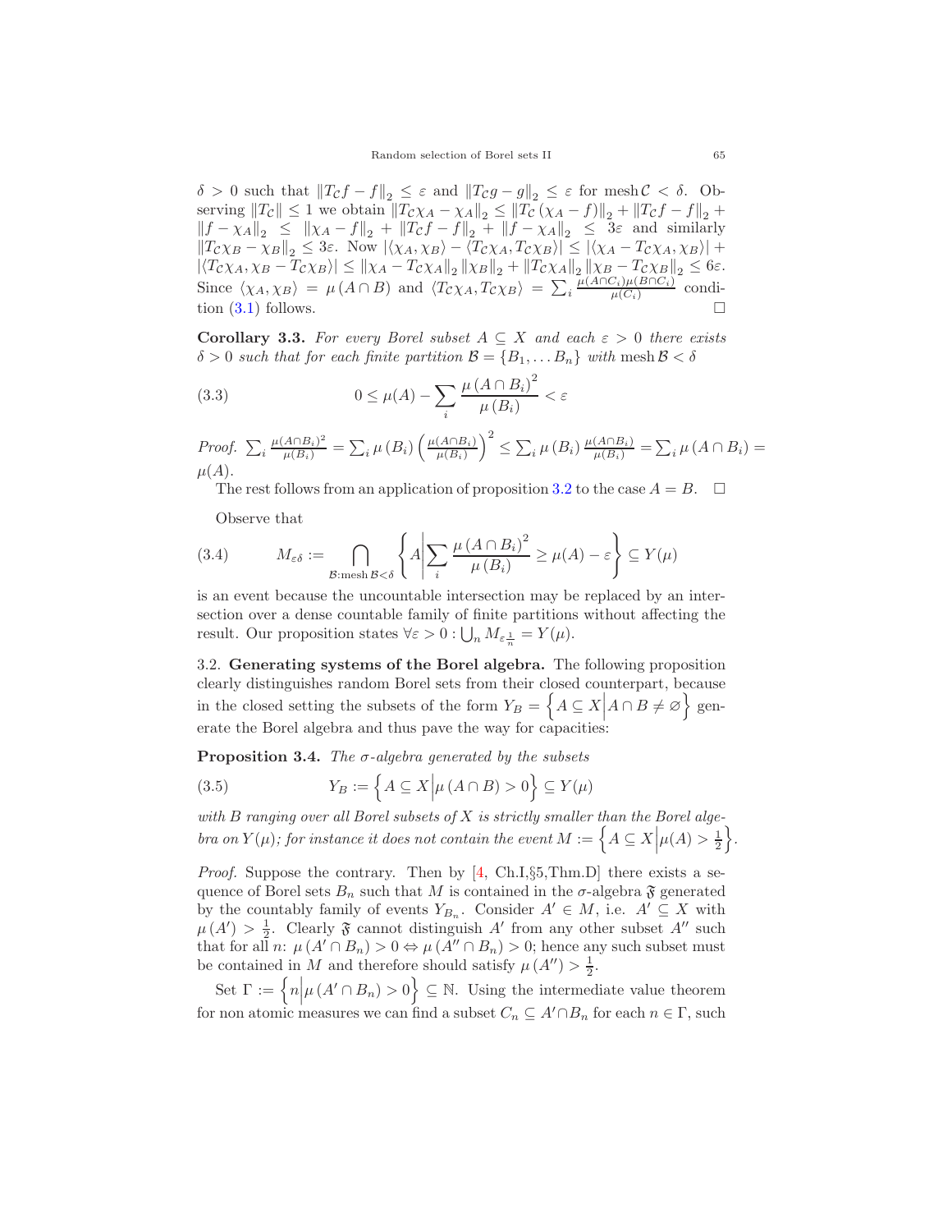$\delta > 0$ such that $\|T_{\mathcal{C}} f - f\|_2 \leq \varepsilon$ and $\|T_{\mathcal{C}} g - g\|_2 \leq \varepsilon$ for mesh $\mathcal{C} < \delta$. Observing $\|T_{\mathcal{C}}\| \leq 1$ we obtain $\|T_{\mathcal{C}} \chi_A - \chi_A\|_2 \leq \|T_{\mathcal{C}} (\chi_A - f)\|_2 + \|T_{\mathcal{C}} f - f\|_2 + \|f - \chi_A\|_2 \leq \|\chi_A - f\|_2 + \|T_{\mathcal{C}} f - f\|_2 + \|f - \chi_A\|_2 \leq 3\varepsilon$ and similarly $\|T_{\mathcal{C}} \chi_B - \chi_B\|_2 \leq 3\varepsilon$. Now $|\langle \chi_A, \chi_B\rangle - \langle T_{\mathcal{C}} \chi_A, T_{\mathcal{C}} \chi_B\rangle| \leq |\langle \chi_A - T_{\mathcal{C}} \chi_A, \chi_B\rangle| + |\langle T_{\mathcal{C}} \chi_A, \chi_B - T_{\mathcal{C}} \chi_B\rangle| \leq \|\chi_A - T_{\mathcal{C}} \chi_A\|_2 \|\chi_B\|_2 + \|T_{\mathcal{C}} \chi_A\|_2 \|\chi_B - T_{\mathcal{C}} \chi_B\|_2 \leq 6\varepsilon$. Since $\langle \chi_A, \chi_B\rangle = \mu(A \cap B)$ and $\langle T_{\mathcal{C}} \chi_A, T_{\mathcal{C}} \chi_B\rangle = \sum_i \frac{\mu(A\cap C_i)\mu(B\cap C_i)}{\mu(C_i)}$ condition (3.1) follows. □

**Corollary 3.3.** *For every Borel subset $A \subseteq X$ and each $\varepsilon > 0$ there exists $\delta > 0$ such that for each finite partition $\mathcal{B} = \{B_1, \dots B_n\}$ with mesh $\mathcal{B} < \delta$*

$$0 \leq \mu(A) - \sum_i \frac{\mu(A \cap B_i)^2}{\mu(B_i)} < \varepsilon \tag{3.3}$$

*Proof.* $\sum_i \frac{\mu(A\cap B_i)^2}{\mu(B_i)} = \sum_i \mu(B_i) \left(\frac{\mu(A\cap B_i)}{\mu(B_i)}\right)^2 \leq \sum_i \mu(B_i) \frac{\mu(A\cap B_i)}{\mu(B_i)} = \sum_i \mu(A \cap B_i) = \mu(A)$.

The rest follows from an application of proposition 3.2 to the case $A = B$. □

Observe that

$$M_{\varepsilon\delta} := \bigcap_{\mathcal{B}:\text{mesh}\,\mathcal{B}<\delta} \left\{ A \middle| \sum_i \frac{\mu(A \cap B_i)^2}{\mu(B_i)} \geq \mu(A) - \varepsilon \right\} \subseteq Y(\mu) \tag{3.4}$$

is an event because the uncountable intersection may be replaced by an intersection over a dense countable family of finite partitions without affecting the result. Our proposition states $\forall \varepsilon > 0 : \bigcup_n M_{\varepsilon \frac{1}{n}} = Y(\mu)$.

### 3.2. Generating systems of the Borel algebra.

The following proposition clearly distinguishes random Borel sets from their closed counterpart, because in the closed setting the subsets of the form $Y_B = \left\{ A \subseteq X \middle| A \cap B \neq \varnothing \right\}$ generate the Borel algebra and thus pave the way for capacities:

**Proposition 3.4.** *The $\sigma$-algebra generated by the subsets*

$$Y_B := \left\{ A \subseteq X \middle| \mu(A \cap B) > 0 \right\} \subseteq Y(\mu) \tag{3.5}$$

*with $B$ ranging over all Borel subsets of $X$ is strictly smaller than the Borel algebra on $Y(\mu)$; for instance it does not contain the event $M := \left\{ A \subseteq X \middle| \mu(A) > \frac{1}{2} \right\}$.*

*Proof.* Suppose the contrary. Then by [4, Ch.I,§5,Thm.D] there exists a sequence of Borel sets $B_n$ such that $M$ is contained in the $\sigma$-algebra $\mathfrak{F}$ generated by the countably family of events $Y_{B_n}$. Consider $A' \in M$, i.e. $A' \subseteq X$ with $\mu(A') > \frac{1}{2}$. Clearly $\mathfrak{F}$ cannot distinguish $A'$ from any other subset $A''$ such that for all $n$: $\mu(A' \cap B_n) > 0 \Leftrightarrow \mu(A'' \cap B_n) > 0$; hence any such subset must be contained in $M$ and therefore should satisfy $\mu(A'') > \frac{1}{2}$.

Set $\Gamma := \left\{ n \middle| \mu(A' \cap B_n) > 0 \right\} \subseteq \mathbb{N}$. Using the intermediate value theorem for non atomic measures we can find a subset $C_n \subseteq A' \cap B_n$ for each $n \in \Gamma$, such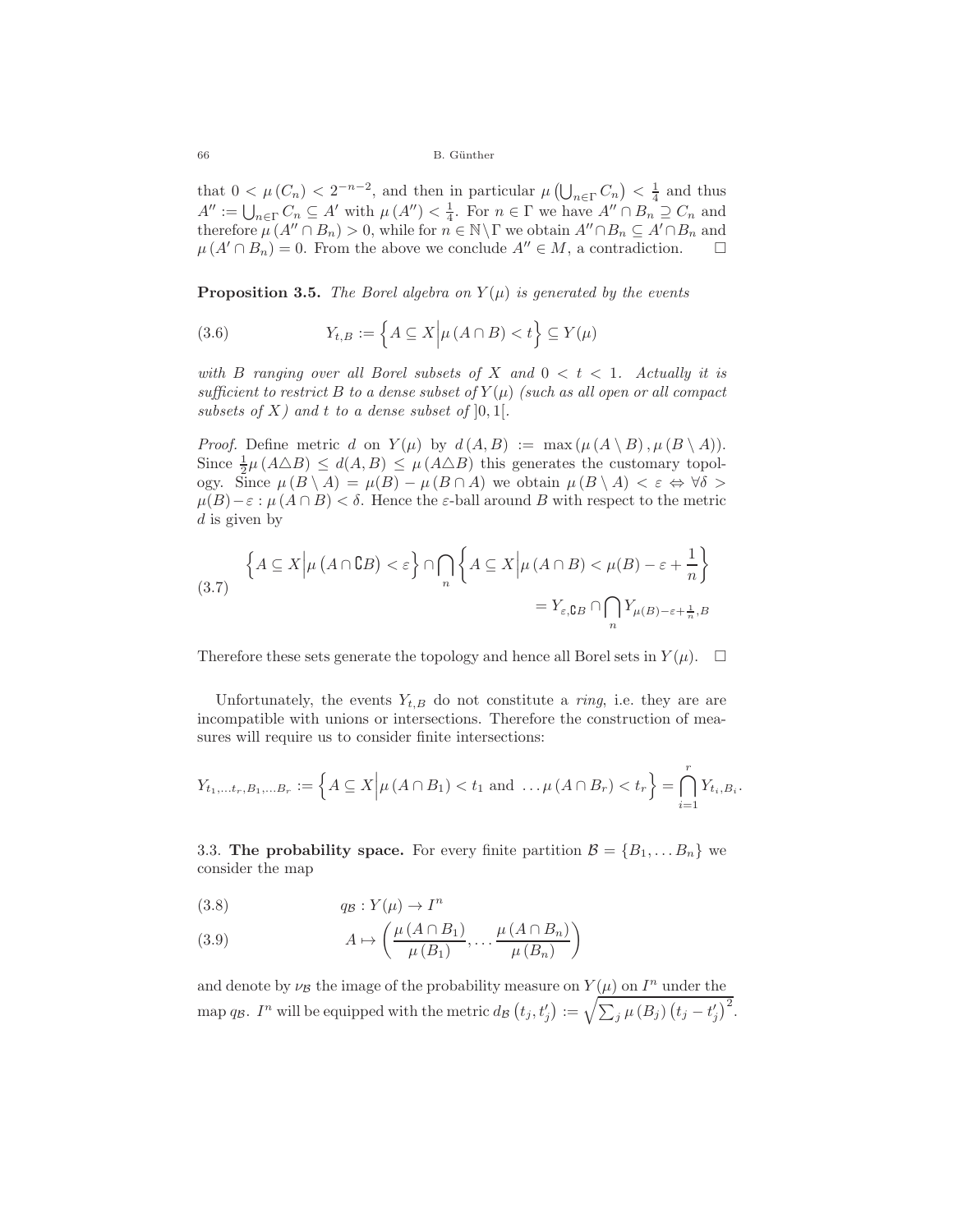that $0 < \mu(C_n) < 2^{-n-2}$, and then in particular $\mu\left(\bigcup_{n\in\Gamma} C_n\right) < \frac{1}{4}$ and thus $A'' := \bigcup_{n\in\Gamma} C_n \subseteq A'$ with $\mu(A'') < \frac{1}{4}$. For $n \in \Gamma$ we have $A'' \cap B_n \supseteq C_n$ and therefore $\mu(A'' \cap B_n) > 0$, while for $n \in \mathbb{N}\setminus\Gamma$ we obtain $A'' \cap B_n \subseteq A' \cap B_n$ and $\mu(A' \cap B_n) = 0$. From the above we conclude $A'' \in M$, a contradiction. □

**Proposition 3.5.** *The Borel algebra on $Y(\mu)$ is generated by the events*

$$Y_{t,B} := \left\{ A \subseteq X \middle| \mu(A \cap B) < t \right\} \subseteq Y(\mu) \tag{3.6}$$

*with $B$ ranging over all Borel subsets of $X$ and $0 < t < 1$. Actually it is sufficient to restrict $B$ to a dense subset of $Y(\mu)$ (such as all open or all compact subsets of $X$) and $t$ to a dense subset of $]0,1[$.*

*Proof.* Define metric $d$ on $Y(\mu)$ by $d(A,B) := \max(\mu(A\setminus B), \mu(B\setminus A))$. Since $\frac{1}{2}\mu(A\triangle B) \le d(A,B) \le \mu(A\triangle B)$ this generates the customary topology. Since $\mu(B\setminus A) = \mu(B) - \mu(B\cap A)$ we obtain $\mu(B\setminus A) < \varepsilon \Leftrightarrow \forall\delta > \mu(B)-\varepsilon : \mu(A\cap B) < \delta$. Hence the $\varepsilon$-ball around $B$ with respect to the metric $d$ is given by

$$\begin{aligned} &\left\{ A \subseteq X \middle| \mu\left(A \cap \complement B\right) < \varepsilon \right\} \cap \bigcap_n \left\{ A \subseteq X \middle| \mu(A\cap B) < \mu(B) - \varepsilon + \frac{1}{n} \right\} \\ &\qquad\qquad = Y_{\varepsilon,\complement B} \cap \bigcap_n Y_{\mu(B)-\varepsilon+\frac{1}{n},B} \end{aligned} \tag{3.7}$$

Therefore these sets generate the topology and hence all Borel sets in $Y(\mu)$. □

Unfortunately, the events $Y_{t,B}$ do not constitute a *ring*, i.e. they are are incompatible with unions or intersections. Therefore the construction of measures will require us to consider finite intersections:

$$Y_{t_1,\dots t_r,B_1,\dots B_r} := \left\{ A \subseteq X \middle| \mu(A\cap B_1) < t_1 \text{ and } \dots \mu(A\cap B_r) < t_r \right\} = \bigcap_{i=1}^{r} Y_{t_i,B_i}.$$

3.3. **The probability space.** For every finite partition $\mathcal{B} = \{B_1, \dots B_n\}$ we consider the map

$$q_{\mathcal{B}} : Y(\mu) \to I^n \tag{3.8}$$

$$A \mapsto \left( \frac{\mu(A\cap B_1)}{\mu(B_1)}, \dots \frac{\mu(A\cap B_n)}{\mu(B_n)} \right) \tag{3.9}$$

and denote by $\nu_{\mathcal{B}}$ the image of the probability measure on $Y(\mu)$ on $I^n$ under the map $q_{\mathcal{B}}$. $I^n$ will be equipped with the metric $d_{\mathcal{B}}\left(t_j, t'_j\right) := \sqrt{\sum_j \mu(B_j)\left(t_j - t'_j\right)^2}$.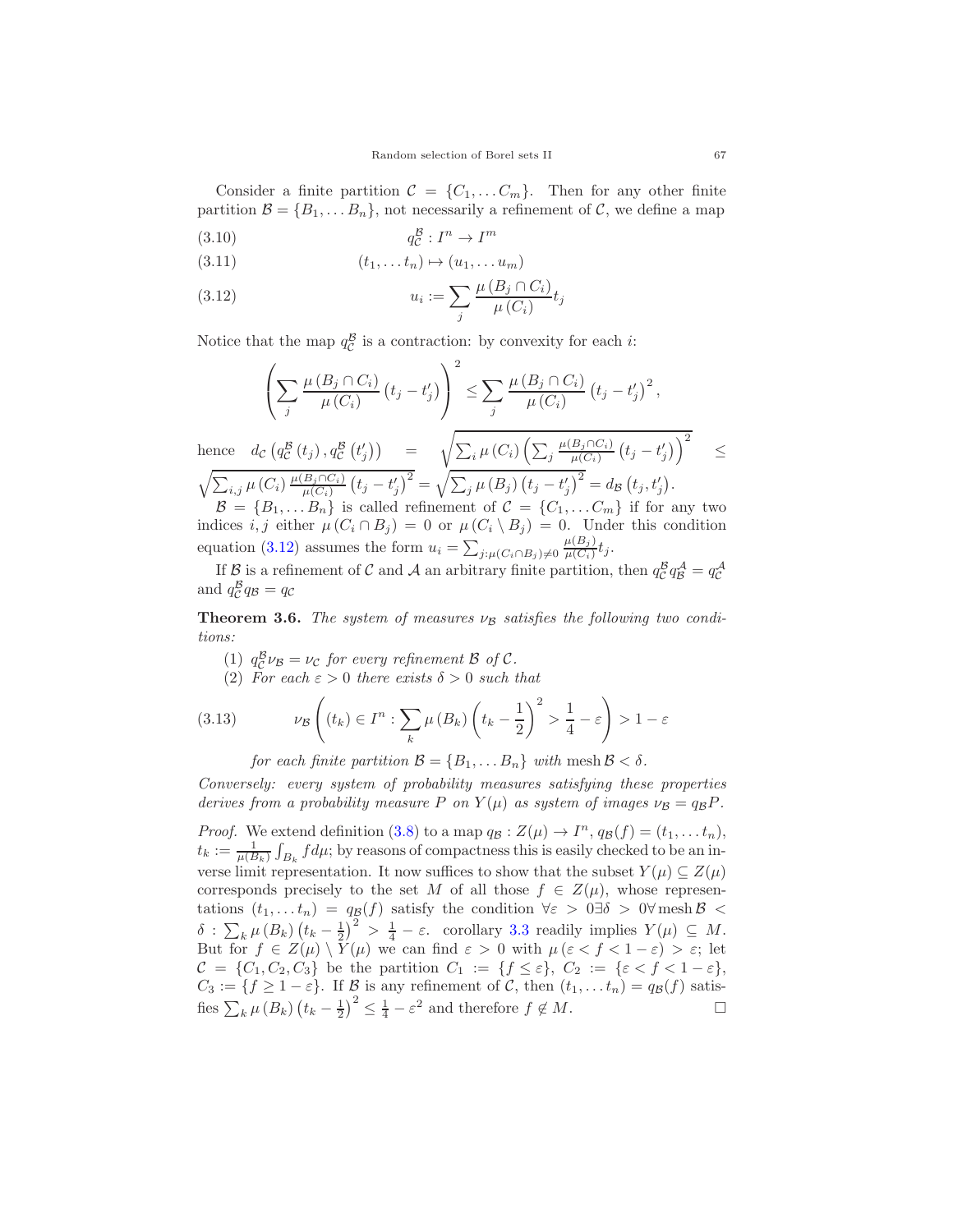Consider a finite partition $\mathcal{C} = \{C_1, \dots C_m\}$. Then for any other finite partition $\mathcal{B} = \{B_1, \dots B_n\}$, not necessarily a refinement of $\mathcal{C}$, we define a map

$$q_{\mathcal{C}}^{\mathcal{B}} : I^n \to I^m \tag{3.10}$$

$$(t_1, \dots t_n) \mapsto (u_1, \dots u_m) \tag{3.11}$$

$$u_i := \sum_j \frac{\mu(B_j \cap C_i)}{\mu(C_i)} t_j \tag{3.12}$$

Notice that the map $q_{\mathcal{C}}^{\mathcal{B}}$ is a contraction: by convexity for each $i$:

$$\left( \sum_j \frac{\mu(B_j \cap C_i)}{\mu(C_i)} (t_j - t_j') \right)^2 \le \sum_j \frac{\mu(B_j \cap C_i)}{\mu(C_i)} (t_j - t_j')^2,$$

hence $d_{\mathcal{C}}\left(q_{\mathcal{C}}^{\mathcal{B}}(t_j), q_{\mathcal{C}}^{\mathcal{B}}(t_j')\right) = \sqrt{\sum_i \mu(C_i) \left( \sum_j \frac{\mu(B_j \cap C_i)}{\mu(C_i)} (t_j - t_j') \right)^2} \le \sqrt{\sum_{i,j} \mu(C_i) \frac{\mu(B_j \cap C_i)}{\mu(C_i)} (t_j - t_j')^2} = \sqrt{\sum_j \mu(B_j)(t_j - t_j')^2} = d_{\mathcal{B}}(t_j, t_j')$.

$\mathcal{B} = \{B_1, \dots B_n\}$ is called refinement of $\mathcal{C} = \{C_1, \dots C_m\}$ if for any two indices $i, j$ either $\mu(C_i \cap B_j) = 0$ or $\mu(C_i \setminus B_j) = 0$. Under this condition equation (3.12) assumes the form $u_i = \sum_{j:\mu(C_i \cap B_j) \neq 0} \frac{\mu(B_j)}{\mu(C_i)} t_j$.

If $\mathcal{B}$ is a refinement of $\mathcal{C}$ and $\mathcal{A}$ an arbitrary finite partition, then $q_{\mathcal{C}}^{\mathcal{B}} q_{\mathcal{B}}^{\mathcal{A}} = q_{\mathcal{C}}^{\mathcal{A}}$ and $q_{\mathcal{C}}^{\mathcal{B}} q_{\mathcal{B}} = q_{\mathcal{C}}$

**Theorem 3.6.** *The system of measures $\nu_{\mathcal{B}}$ satisfies the following two conditions:*

1. *$q_{\mathcal{C}}^{\mathcal{B}} \nu_{\mathcal{B}} = \nu_{\mathcal{C}}$ for every refinement $\mathcal{B}$ of $\mathcal{C}$.*
2. *For each $\varepsilon > 0$ there exists $\delta > 0$ such that*

$$\nu_{\mathcal{B}}\left( (t_k) \in I^n : \sum_k \mu(B_k) \left(t_k - \frac{1}{2}\right)^2 > \frac{1}{4} - \varepsilon \right) > 1 - \varepsilon \tag{3.13}$$

*for each finite partition $\mathcal{B} = \{B_1, \dots B_n\}$ with $\operatorname{mesh} \mathcal{B} < \delta$.*

*Conversely: every system of probability measures satisfying these properties derives from a probability measure $P$ on $Y(\mu)$ as system of images $\nu_{\mathcal{B}} = q_{\mathcal{B}} P$.*

*Proof.* We extend definition (3.8) to a map $q_{\mathcal{B}} : Z(\mu) \to I^n$, $q_{\mathcal{B}}(f) = (t_1, \dots t_n)$, $t_k := \frac{1}{\mu(B_k)} \int_{B_k} f d\mu$; by reasons of compactness this is easily checked to be an inverse limit representation. It now suffices to show that the subset $Y(\mu) \subseteq Z(\mu)$ corresponds precisely to the set $M$ of all those $f \in Z(\mu)$, whose representations $(t_1, \dots t_n) = q_{\mathcal{B}}(f)$ satisfy the condition $\forall \varepsilon > 0 \exists \delta > 0 \forall \operatorname{mesh} \mathcal{B} < \delta : \sum_k \mu(B_k) \left(t_k - \frac{1}{2}\right)^2 > \frac{1}{4} - \varepsilon$. corollary 3.3 readily implies $Y(\mu) \subseteq M$. But for $f \in Z(\mu) \setminus Y(\mu)$ we can find $\varepsilon > 0$ with $\mu(\varepsilon < f < 1 - \varepsilon) > \varepsilon$; let $\mathcal{C} = \{C_1, C_2, C_3\}$ be the partition $C_1 := \{f \le \varepsilon\}$, $C_2 := \{\varepsilon < f < 1 - \varepsilon\}$, $C_3 := \{f \ge 1 - \varepsilon\}$. If $\mathcal{B}$ is any refinement of $\mathcal{C}$, then $(t_1, \dots t_n) = q_{\mathcal{B}}(f)$ satisfies $\sum_k \mu(B_k) \left(t_k - \frac{1}{2}\right)^2 \le \frac{1}{4} - \varepsilon^2$ and therefore $f \notin M$. $\square$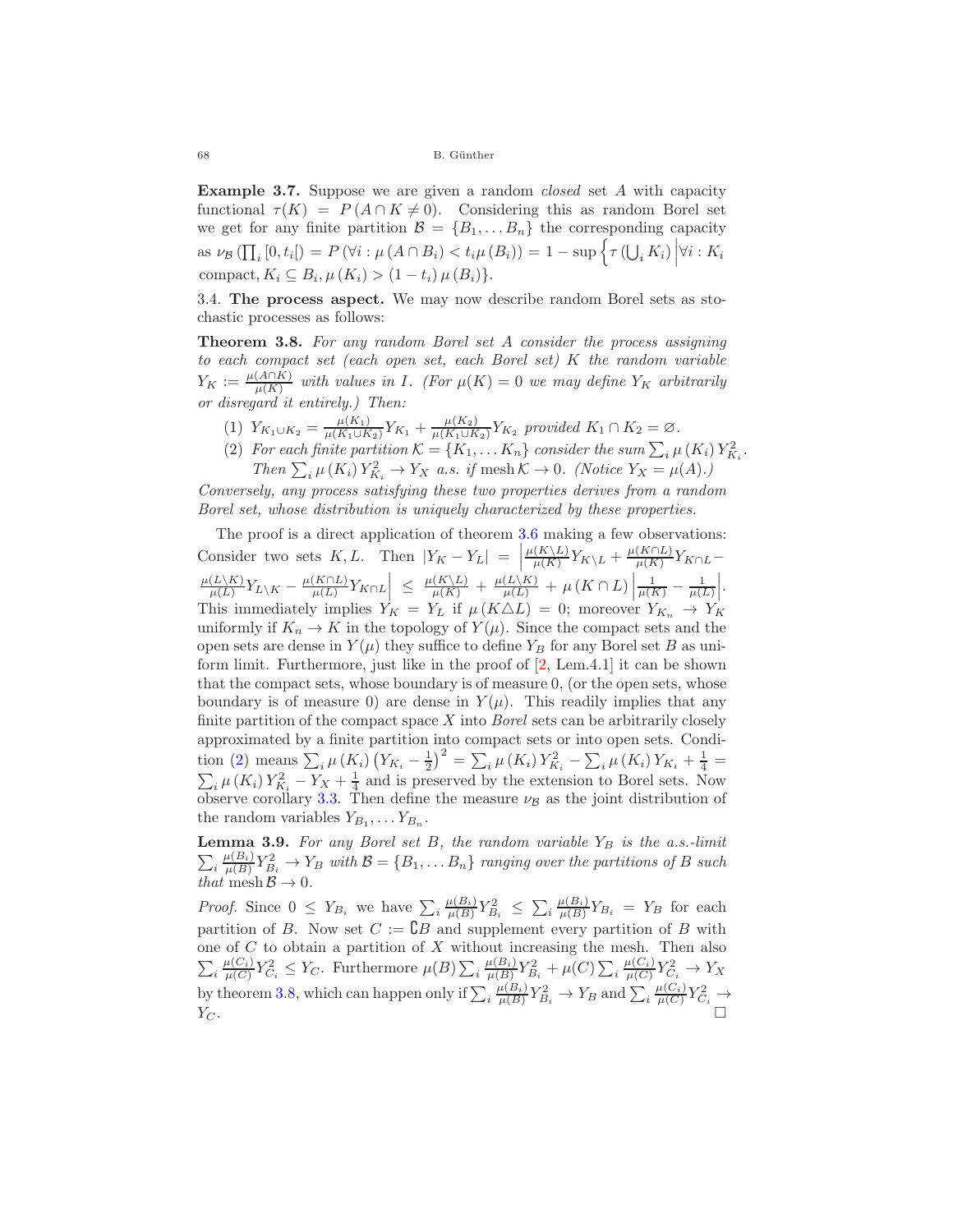**Example 3.7.** Suppose we are given a random *closed* set $A$ with capacity functional $\tau(K) = P(A \cap K \neq 0)$. Considering this as random Borel set we get for any finite partition $\mathcal{B} = \{B_1, \dots B_n\}$ the corresponding capacity as $\nu_{\mathcal{B}}\left(\prod_i [0, t_i[\right) = P\left(\forall i : \mu\left(A \cap B_i\right) < t_i \mu\left(B_i\right)\right) = 1 - \sup\left\{\tau\left(\bigcup_i K_i\right) \middle| \forall i : K_i \text{ compact}, K_i \subseteq B_i, \mu\left(K_i\right) > \left(1 - t_i\right) \mu\left(B_i\right)\right\}$.

3.4. **The process aspect.** We may now describe random Borel sets as stochastic processes as follows:

**Theorem 3.8.** *For any random Borel set $A$ consider the process assigning to each compact set (each open set, each Borel set) $K$ the random variable $Y_K := \frac{\mu(A \cap K)}{\mu(K)}$ with values in $I$. (For $\mu(K) = 0$ we may define $Y_K$ arbitrarily or disregard it entirely.) Then:*

1. $Y_{K_1 \cup K_2} = \frac{\mu(K_1)}{\mu(K_1 \cup K_2)} Y_{K_1} + \frac{\mu(K_2)}{\mu(K_1 \cup K_2)} Y_{K_2}$ *provided $K_1 \cap K_2 = \varnothing$.*
2. *For each finite partition $\mathcal{K} = \{K_1, \dots K_n\}$ consider the sum $\sum_i \mu\left(K_i\right) Y_{K_i}^2$. Then $\sum_i \mu\left(K_i\right) Y_{K_i}^2 \to Y_X$ a.s. if $\operatorname{mesh} \mathcal{K} \to 0$. (Notice $Y_X = \mu(A)$.)*

*Conversely, any process satisfying these two properties derives from a random Borel set, whose distribution is uniquely characterized by these properties.*

The proof is a direct application of theorem 3.6 making a few observations: Consider two sets $K, L$. Then $|Y_K - Y_L| = \left|\frac{\mu(K \setminus L)}{\mu(K)} Y_{K \setminus L} + \frac{\mu(K \cap L)}{\mu(K)} Y_{K \cap L} - \frac{\mu(L \setminus K)}{\mu(L)} Y_{L \setminus K} - \frac{\mu(K \cap L)}{\mu(L)} Y_{K \cap L}\right| \leq \frac{\mu(K \setminus L)}{\mu(K)} + \frac{\mu(L \setminus K)}{\mu(L)} + \mu\left(K \cap L\right)\left|\frac{1}{\mu(K)} - \frac{1}{\mu(L)}\right|$. This immediately implies $Y_K = Y_L$ if $\mu\left(K \triangle L\right) = 0$; moreover $Y_{K_n} \to Y_K$ uniformly if $K_n \to K$ in the topology of $Y(\mu)$. Since the compact sets and the open sets are dense in $Y(\mu)$ they suffice to define $Y_B$ for any Borel set $B$ as uniform limit. Furthermore, just like in the proof of [2, Lem.4.1] it can be shown that the compact sets, whose boundary is of measure 0, (or the open sets, whose boundary is of measure 0) are dense in $Y(\mu)$. This readily implies that any finite partition of the compact space $X$ into *Borel* sets can be arbitrarily closely approximated by a finite partition into compact sets or into open sets. Condition (2) means $\sum_i \mu\left(K_i\right)\left(Y_{K_i} - \frac{1}{2}\right)^2 = \sum_i \mu\left(K_i\right) Y_{K_i}^2 - \sum_i \mu\left(K_i\right) Y_{K_i} + \frac{1}{4} = \sum_i \mu\left(K_i\right) Y_{K_i}^2 - Y_X + \frac{1}{4}$ and is preserved by the extension to Borel sets. Now observe corollary 3.3. Then define the measure $\nu_{\mathcal{B}}$ as the joint distribution of the random variables $Y_{B_1}, \dots Y_{B_n}$.

**Lemma 3.9.** *For any Borel set $B$, the random variable $Y_B$ is the a.s.-limit $\sum_i \frac{\mu(B_i)}{\mu(B)} Y_{B_i}^2 \to Y_B$ with $\mathcal{B} = \{B_1, \dots B_n\}$ ranging over the partitions of $B$ such that $\operatorname{mesh} \mathcal{B} \to 0$.*

*Proof.* Since $0 \leq Y_{B_i}$ we have $\sum_i \frac{\mu(B_i)}{\mu(B)} Y_{B_i}^2 \leq \sum_i \frac{\mu(B_i)}{\mu(B)} Y_{B_i} = Y_B$ for each partition of $B$. Now set $C := \complement B$ and supplement every partition of $B$ with one of $C$ to obtain a partition of $X$ without increasing the mesh. Then also $\sum_i \frac{\mu(C_i)}{\mu(C)} Y_{C_i}^2 \leq Y_C$. Furthermore $\mu(B) \sum_i \frac{\mu(B_i)}{\mu(B)} Y_{B_i}^2 + \mu(C) \sum_i \frac{\mu(C_i)}{\mu(C)} Y_{C_i}^2 \to Y_X$ by theorem 3.8, which can happen only if $\sum_i \frac{\mu(B_i)}{\mu(B)} Y_{B_i}^2 \to Y_B$ and $\sum_i \frac{\mu(C_i)}{\mu(C)} Y_{C_i}^2 \to Y_C$. □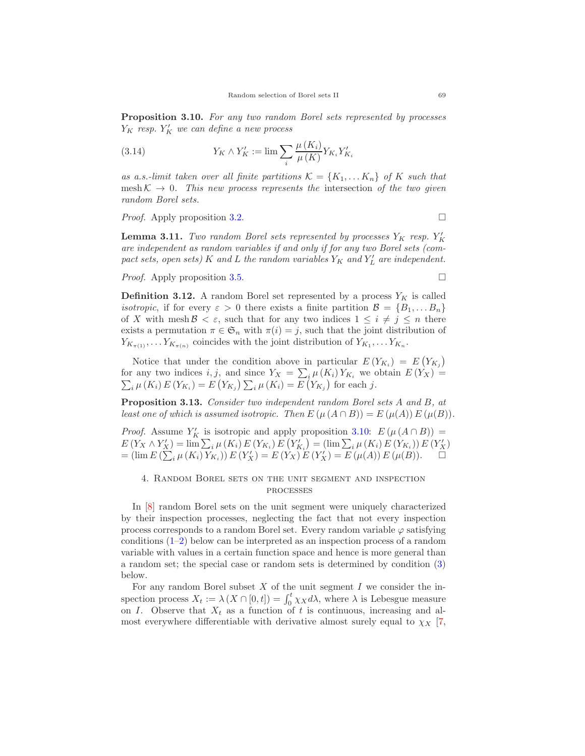**Proposition 3.10.** *For any two random Borel sets represented by processes $Y_K$ resp. $Y'_K$ we can define a new process*

$$Y_K \wedge Y'_K := \lim \sum_i \frac{\mu(K_i)}{\mu(K)} Y_{K_i} Y'_{K_i} \tag{3.14}$$

*as a.s.-limit taken over all finite partitions $\mathcal{K} = \{K_1, \ldots K_n\}$ of $K$ such that $\operatorname{mesh} \mathcal{K} \to 0$. This new process represents the* intersection *of the two given random Borel sets.*

*Proof.* Apply proposition 3.2. □

**Lemma 3.11.** *Two random Borel sets represented by processes $Y_K$ resp. $Y'_K$ are independent as random variables if and only if for any two Borel sets (compact sets, open sets) $K$ and $L$ the random variables $Y_K$ and $Y'_L$ are independent.*

*Proof.* Apply proposition 3.5. □

**Definition 3.12.** A random Borel set represented by a process $Y_K$ is called *isotropic*, if for every $\varepsilon > 0$ there exists a finite partition $\mathcal{B} = \{B_1, \ldots B_n\}$ of $X$ with $\operatorname{mesh} \mathcal{B} < \varepsilon$, such that for any two indices $1 \leq i \neq j \leq n$ there exists a permutation $\pi \in \mathfrak{S}_n$ with $\pi(i) = j$, such that the joint distribution of $Y_{K_{\pi(1)}}, \ldots Y_{K_{\pi(n)}}$ coincides with the joint distribution of $Y_{K_1}, \ldots Y_{K_n}$.

Notice that under the condition above in particular $E(Y_{K_i}) = E(Y_{K_j})$ for any two indices $i, j$, and since $Y_X = \sum_i \mu(K_i) Y_{K_i}$ we obtain $E(Y_X) = \sum_i \mu(K_i) E(Y_{K_i}) = E(Y_{K_j}) \sum_i \mu(K_i) = E(Y_{K_j})$ for each $j$.

**Proposition 3.13.** *Consider two independent random Borel sets $A$ and $B$, at least one of which is assumed isotropic. Then $E(\mu(A \cap B)) = E(\mu(A)) E(\mu(B))$.*

*Proof.* Assume $Y'_K$ is isotropic and apply proposition 3.10: $E(\mu(A \cap B)) = E(Y_X \wedge Y'_X) = \lim \sum_i \mu(K_i) E(Y_{K_i}) E(Y'_{K_i}) = (\lim \sum_i \mu(K_i) E(Y_{K_i})) E(Y'_X) = (\lim E(\sum_i \mu(K_i) Y_{K_i})) E(Y'_X) = E(Y_X) E(Y'_X) = E(\mu(A)) E(\mu(B))$. □

## 4. Random Borel sets on the unit segment and inspection processes

In [8] random Borel sets on the unit segment were uniquely characterized by their inspection processes, neglecting the fact that not every inspection process corresponds to a random Borel set. Every random variable $\varphi$ satisfying conditions (1–2) below can be interpreted as an inspection process of a random variable with values in a certain function space and hence is more general than a random set; the special case or random sets is determined by condition (3) below.

For any random Borel subset $X$ of the unit segment $I$ we consider the inspection process $X_t := \lambda(X \cap [0, t]) = \int_0^t \chi_X d\lambda$, where $\lambda$ is Lebesgue measure on $I$. Observe that $X_t$ as a function of $t$ is continuous, increasing and almost everywhere differentiable with derivative almost surely equal to $\chi_X$ [7,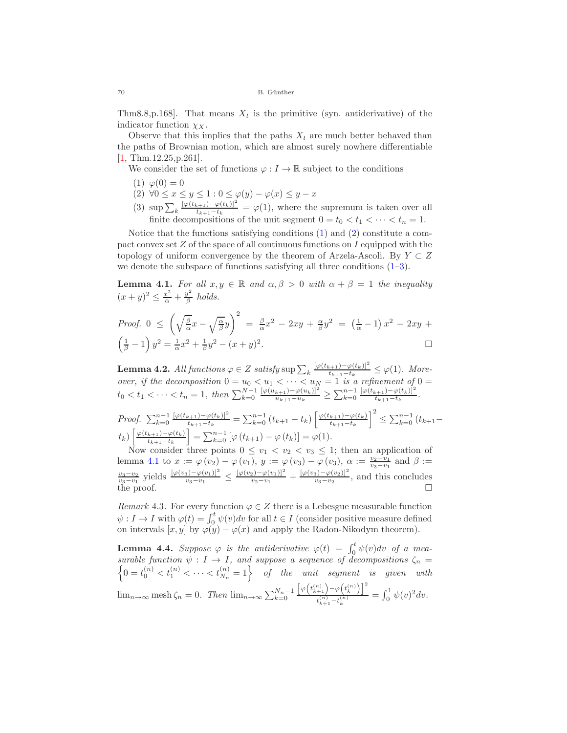Thm8.8,p.168]. That means $X_t$ is the primitive (syn. antiderivative) of the indicator function $\chi_X$.

Observe that this implies that the paths $X_t$ are much better behaved than the paths of Brownian motion, which are almost surely nowhere differentiable [1, Thm.12.25,p.261].

We consider the set of functions $\varphi : I \to \mathbb{R}$ subject to the conditions

1. $\varphi(0) = 0$
2. $\forall 0 \le x \le y \le 1 : 0 \le \varphi(y) - \varphi(x) \le y - x$
3. $\sup \sum_k \frac{[\varphi(t_{k+1}) - \varphi(t_k)]^2}{t_{k+1} - t_k} = \varphi(1)$, where the supremum is taken over all finite decompositions of the unit segment $0 = t_0 < t_1 < \cdots < t_n = 1$.

Notice that the functions satisfying conditions (1) and (2) constitute a compact convex set $Z$ of the space of all continuous functions on $I$ equipped with the topology of uniform convergence by the theorem of Arzela-Ascoli. By $Y \subset Z$ we denote the subspace of functions satisfying all three conditions (1–3).

**Lemma 4.1.** *For all $x, y \in \mathbb{R}$ and $\alpha, \beta > 0$ with $\alpha + \beta = 1$ the inequality $(x+y)^2 \le \frac{x^2}{\alpha} + \frac{y^2}{\beta}$ holds.*

*Proof.* $0 \le \left(\sqrt{\frac{\beta}{\alpha}}x - \sqrt{\frac{\alpha}{\beta}}y\right)^2 = \frac{\beta}{\alpha}x^2 - 2xy + \frac{\alpha}{\beta}y^2 = \left(\frac{1}{\alpha} - 1\right)x^2 - 2xy + \left(\frac{1}{\beta} - 1\right)y^2 = \frac{1}{\alpha}x^2 + \frac{1}{\beta}y^2 - (x+y)^2$. □

**Lemma 4.2.** *All functions $\varphi \in Z$ satisfy $\sup \sum_k \frac{[\varphi(t_{k+1}) - \varphi(t_k)]^2}{t_{k+1} - t_k} \le \varphi(1)$. Moreover, if the decomposition $0 = u_0 < u_1 < \cdots < u_N = 1$ is a refinement of $0 = t_0 < t_1 < \cdots < t_n = 1$, then $\sum_{k=0}^{N-1} \frac{[\varphi(u_{k+1}) - \varphi(u_k)]^2}{u_{k+1} - u_k} \ge \sum_{k=0}^{n-1} \frac{[\varphi(t_{k+1}) - \varphi(t_k)]^2}{t_{k+1} - t_k}$.*

*Proof.* $\sum_{k=0}^{n-1} \frac{[\varphi(t_{k+1}) - \varphi(t_k)]^2}{t_{k+1} - t_k} = \sum_{k=0}^{n-1} (t_{k+1} - t_k) \left[\frac{\varphi(t_{k+1}) - \varphi(t_k)}{t_{k+1} - t_k}\right]^2 \le \sum_{k=0}^{n-1} (t_{k+1} - t_k) \left[\frac{\varphi(t_{k+1}) - \varphi(t_k)}{t_{k+1} - t_k}\right] = \sum_{k=0}^{n-1} [\varphi(t_{k+1}) - \varphi(t_k)] = \varphi(1)$.

Now consider three points $0 \le v_1 < v_2 < v_3 \le 1$; then an application of lemma 4.1 to $x := \varphi(v_2) - \varphi(v_1)$, $y := \varphi(v_3) - \varphi(v_3)$, $\alpha := \frac{v_2 - v_1}{v_3 - v_1}$ and $\beta := \frac{v_3 - v_2}{v_3 - v_1}$ yields $\frac{[\varphi(v_3) - \varphi(v_1)]^2}{v_3 - v_1} \le \frac{[\varphi(v_2) - \varphi(v_1)]^2}{v_2 - v_1} + \frac{[\varphi(v_3) - \varphi(v_2)]^2}{v_3 - v_2}$, and this concludes the proof. □

*Remark* 4.3. For every function $\varphi \in Z$ there is a Lebesgue measurable function $\psi : I \to I$ with $\varphi(t) = \int_0^t \psi(v)dv$ for all $t \in I$ (consider positive measure defined on intervals $[x, y]$ by $\varphi(y) - \varphi(x)$ and apply the Radon-Nikodym theorem).

**Lemma 4.4.** *Suppose $\varphi$ is the antiderivative $\varphi(t) = \int_0^t \psi(v)dv$ of a measurable function $\psi : I \to I$, and suppose a sequence of decompositions $\zeta_n = \left\{0 = t_0^{(n)} < t_1^{(n)} < \cdots < t_{N_n}^{(n)} = 1\right\}$ of the unit segment is given with $\lim_{n\to\infty} \operatorname{mesh} \zeta_n = 0$. Then $\lim_{n\to\infty} \sum_{k=0}^{N_n - 1} \frac{\left[\varphi\left(t_{k+1}^{(n)}\right) - \varphi\left(t_k^{(n)}\right)\right]^2}{t_{k+1}^{(n)} - t_k^{(n)}} = \int_0^1 \psi(v)^2 dv$.*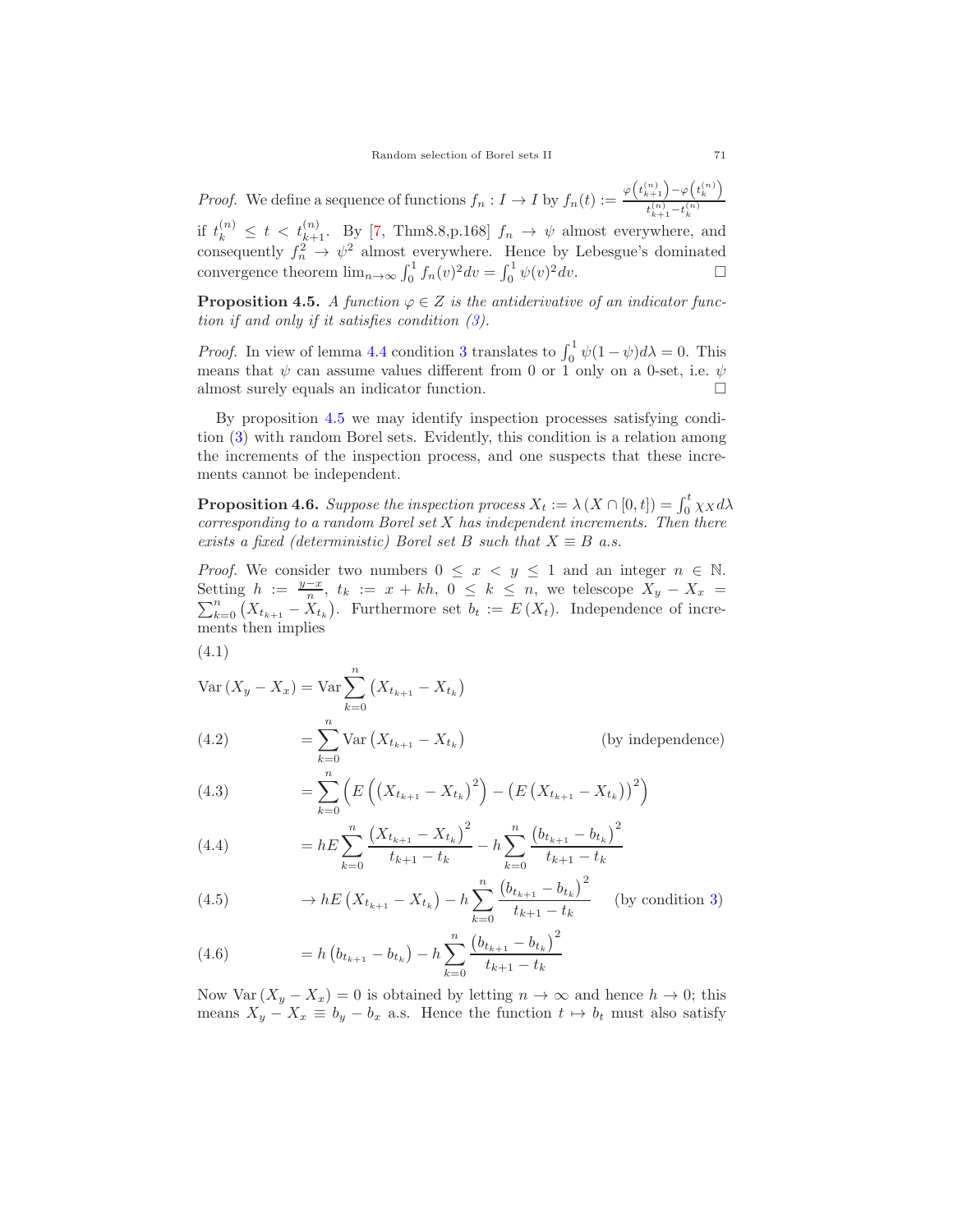*Proof.* We define a sequence of functions $f_n : I \to I$ by $f_n(t) := \frac{\varphi\left(t_{k+1}^{(n)}\right) - \varphi\left(t_k^{(n)}\right)}{t_{k+1}^{(n)} - t_k^{(n)}}$ if $t_k^{(n)} \le t < t_{k+1}^{(n)}$. By [7, Thm8.8,p.168] $f_n \to \psi$ almost everywhere, and consequently $f_n^2 \to \psi^2$ almost everywhere. Hence by Lebesgue's dominated convergence theorem $\lim_{n\to\infty} \int_0^1 f_n(v)^2 dv = \int_0^1 \psi(v)^2 dv$. □

**Proposition 4.5.** *A function $\varphi \in Z$ is the antiderivative of an indicator function if and only if it satisfies condition (3).*

*Proof.* In view of lemma 4.4 condition 3 translates to $\int_0^1 \psi(1-\psi) d\lambda = 0$. This means that $\psi$ can assume values different from 0 or 1 only on a 0-set, i.e. $\psi$ almost surely equals an indicator function. □

By proposition 4.5 we may identify inspection processes satisfying condition (3) with random Borel sets. Evidently, this condition is a relation among the increments of the inspection process, and one suspects that these increments cannot be independent.

**Proposition 4.6.** *Suppose the inspection process $X_t := \lambda\left(X \cap [0,t]\right) = \int_0^t \chi_X d\lambda$ corresponding to a random Borel set $X$ has independent increments. Then there exists a fixed (deterministic) Borel set $B$ such that $X \equiv B$ a.s.*

*Proof.* We consider two numbers $0 \le x < y \le 1$ and an integer $n \in \mathbb{N}$. Setting $h := \frac{y-x}{n}$, $t_k := x + kh$, $0 \le k \le n$, we telescope $X_y - X_x = \sum_{k=0}^n \left(X_{t_{k+1}} - X_{t_k}\right)$. Furthermore set $b_t := E\left(X_t\right)$. Independence of increments then implies

(4.1)

$$\mathrm{Var}\left(X_y - X_x\right) = \mathrm{Var} \sum_{k=0}^n \left(X_{t_{k+1}} - X_{t_k}\right)$$

$$= \sum_{k=0}^n \mathrm{Var}\left(X_{t_{k+1}} - X_{t_k}\right) \quad \text{(by independence)} \tag{4.2}$$

$$= \sum_{k=0}^n \left( E\left(\left(X_{t_{k+1}} - X_{t_k}\right)^2\right) - \left(E\left(X_{t_{k+1}} - X_{t_k}\right)\right)^2 \right) \tag{4.3}$$

$$= hE \sum_{k=0}^n \frac{\left(X_{t_{k+1}} - X_{t_k}\right)^2}{t_{k+1} - t_k} - h \sum_{k=0}^n \frac{\left(b_{t_{k+1}} - b_{t_k}\right)^2}{t_{k+1} - t_k} \tag{4.4}$$

$$\to hE\left(X_{t_{k+1}} - X_{t_k}\right) - h \sum_{k=0}^n \frac{\left(b_{t_{k+1}} - b_{t_k}\right)^2}{t_{k+1} - t_k} \quad \text{(by condition 3)} \tag{4.5}$$

$$= h\left(b_{t_{k+1}} - b_{t_k}\right) - h \sum_{k=0}^n \frac{\left(b_{t_{k+1}} - b_{t_k}\right)^2}{t_{k+1} - t_k} \tag{4.6}$$

Now $\mathrm{Var}\left(X_y - X_x\right) = 0$ is obtained by letting $n \to \infty$ and hence $h \to 0$; this means $X_y - X_x \equiv b_y - b_x$ a.s. Hence the function $t \mapsto b_t$ must also satisfy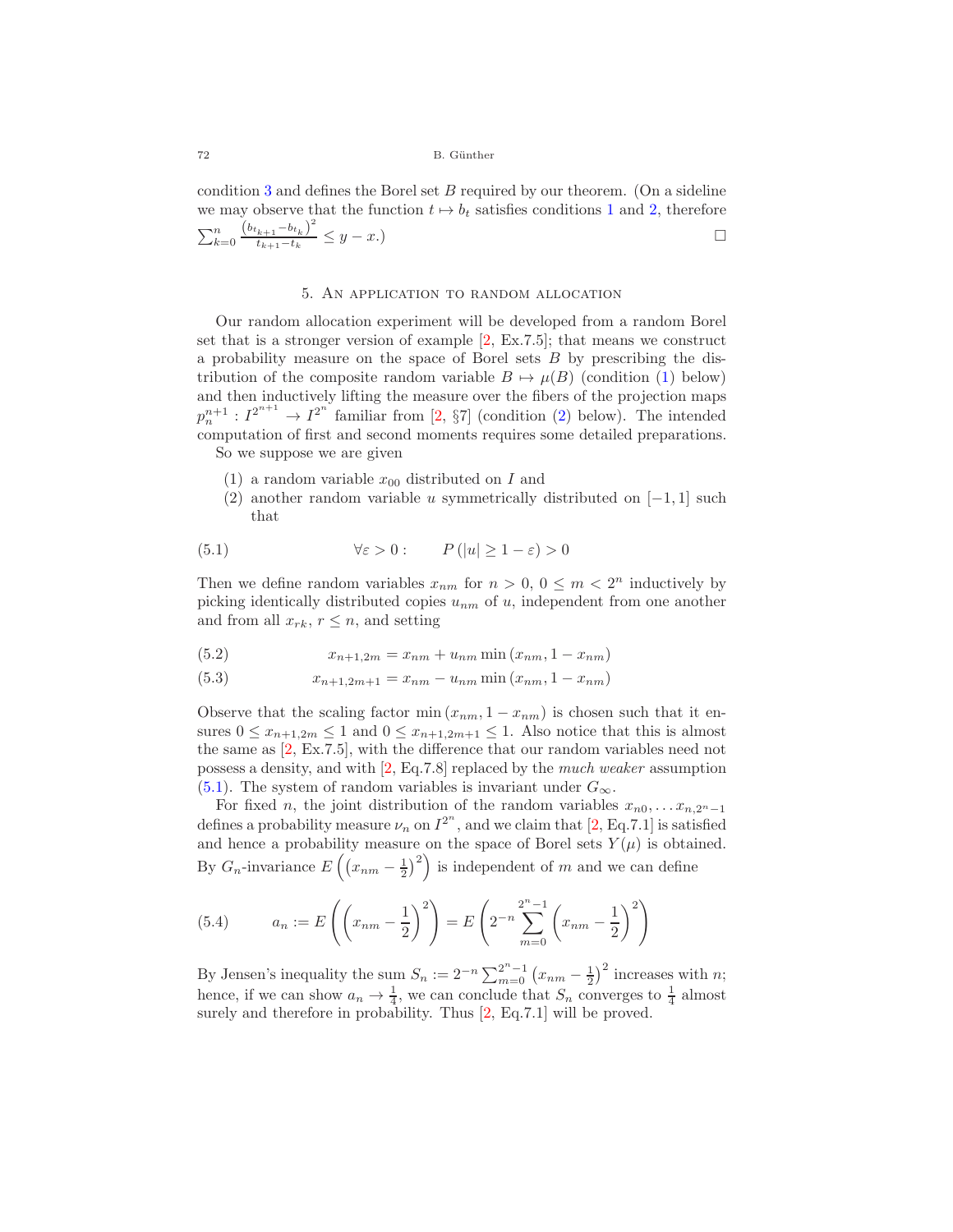condition 3 and defines the Borel set $B$ required by our theorem. (On a sideline we may observe that the function $t \mapsto b_t$ satisfies conditions 1 and 2, therefore $\sum_{k=0}^{n} \frac{\left(b_{t_{k+1}} - b_{t_k}\right)^2}{t_{k+1} - t_k} \le y - x$.) $\square$

## 5. An application to random allocation

Our random allocation experiment will be developed from a random Borel set that is a stronger version of example [2, Ex.7.5]; that means we construct a probability measure on the space of Borel sets $B$ by prescribing the distribution of the composite random variable $B \mapsto \mu(B)$ (condition (1) below) and then inductively lifting the measure over the fibers of the projection maps $p_n^{n+1} : I^{2^{n+1}} \to I^{2^n}$ familiar from [2, §7] (condition (2) below). The intended computation of first and second moments requires some detailed preparations.

So we suppose we are given

1. a random variable $x_{00}$ distributed on $I$ and
2. another random variable $u$ symmetrically distributed on $[-1, 1]$ such that

$$\forall \varepsilon > 0 : \qquad P\left(|u| \ge 1 - \varepsilon\right) > 0 \tag{5.1}$$

Then we define random variables $x_{nm}$ for $n > 0$, $0 \le m < 2^n$ inductively by picking identically distributed copies $u_{nm}$ of $u$, independent from one another and from all $x_{rk}$, $r \le n$, and setting

$$x_{n+1,2m} = x_{nm} + u_{nm} \min\left(x_{nm}, 1 - x_{nm}\right) \tag{5.2}$$

$$x_{n+1,2m+1} = x_{nm} - u_{nm} \min\left(x_{nm}, 1 - x_{nm}\right) \tag{5.3}$$

Observe that the scaling factor $\min\left(x_{nm}, 1 - x_{nm}\right)$ is chosen such that it ensures $0 \le x_{n+1,2m} \le 1$ and $0 \le x_{n+1,2m+1} \le 1$. Also notice that this is almost the same as [2, Ex.7.5], with the difference that our random variables need not possess a density, and with [2, Eq.7.8] replaced by the *much weaker* assumption (5.1). The system of random variables is invariant under $G_\infty$.

For fixed $n$, the joint distribution of the random variables $x_{n0}, \dots x_{n,2^n-1}$ defines a probability measure $\nu_n$ on $I^{2^n}$, and we claim that [2, Eq.7.1] is satisfied and hence a probability measure on the space of Borel sets $Y(\mu)$ is obtained. By $G_n$-invariance $E\left(\left(x_{nm} - \frac{1}{2}\right)^2\right)$ is independent of $m$ and we can define

$$a_n := E\left(\left(x_{nm} - \frac{1}{2}\right)^2\right) = E\left(2^{-n} \sum_{m=0}^{2^n-1} \left(x_{nm} - \frac{1}{2}\right)^2\right) \tag{5.4}$$

By Jensen's inequality the sum $S_n := 2^{-n} \sum_{m=0}^{2^n-1} \left(x_{nm} - \frac{1}{2}\right)^2$ increases with $n$; hence, if we can show $a_n \to \frac{1}{4}$, we can conclude that $S_n$ converges to $\frac{1}{4}$ almost surely and therefore in probability. Thus [2, Eq.7.1] will be proved.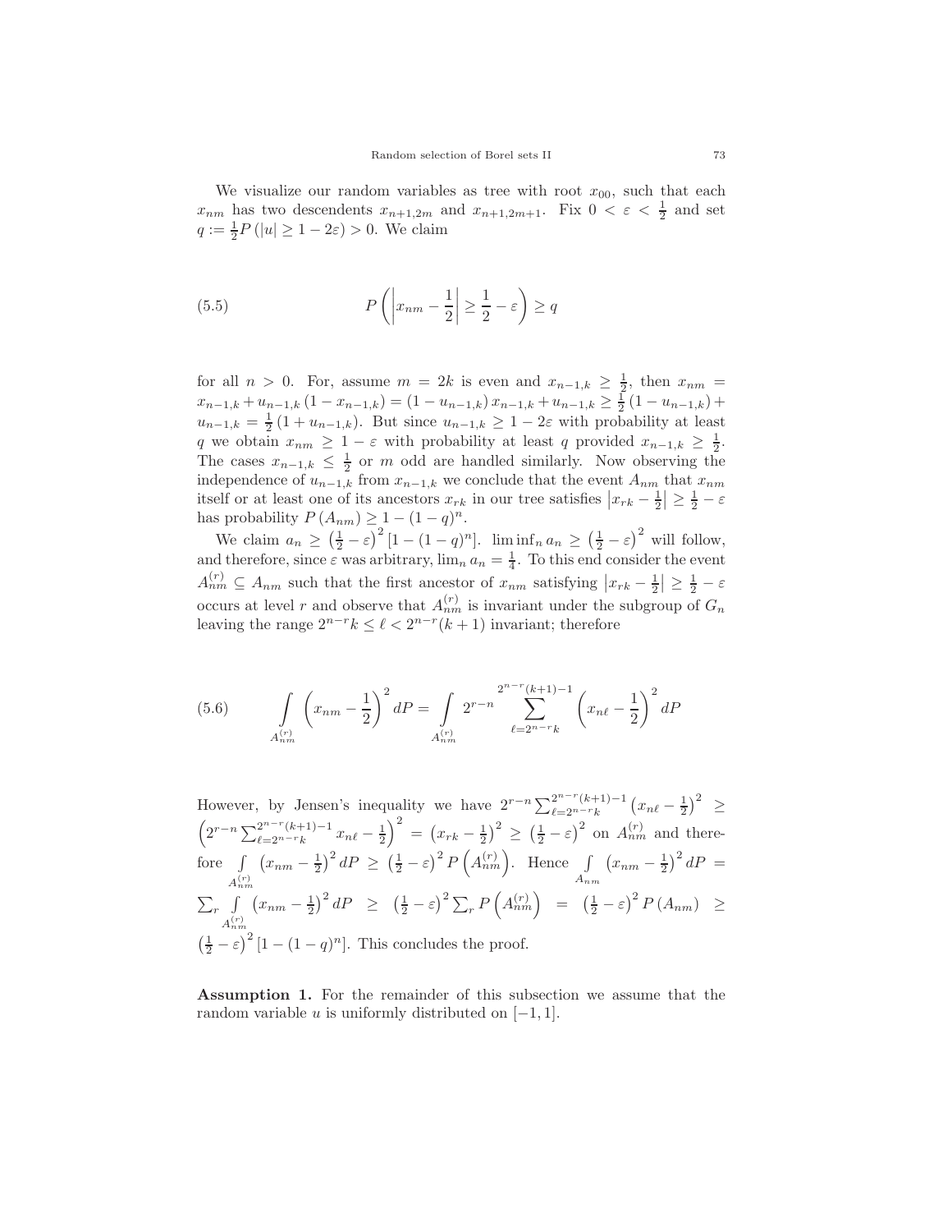We visualize our random variables as tree with root $x_{00}$, such that each $x_{nm}$ has two descendents $x_{n+1,2m}$ and $x_{n+1,2m+1}$. Fix $0 < \varepsilon < \frac{1}{2}$ and set $q := \frac{1}{2} P\left(|u| \geq 1 - 2\varepsilon\right) > 0$. We claim

$$P\left(\left|x_{nm} - \frac{1}{2}\right| \geq \frac{1}{2} - \varepsilon\right) \geq q \tag{5.5}$$

for all $n > 0$. For, assume $m = 2k$ is even and $x_{n-1,k} \geq \frac{1}{2}$, then $x_{nm} = x_{n-1,k} + u_{n-1,k}\left(1 - x_{n-1,k}\right) = \left(1 - u_{n-1,k}\right) x_{n-1,k} + u_{n-1,k} \geq \frac{1}{2}\left(1 - u_{n-1,k}\right) + u_{n-1,k} = \frac{1}{2}\left(1 + u_{n-1,k}\right)$. But since $u_{n-1,k} \geq 1 - 2\varepsilon$ with probability at least $q$ we obtain $x_{nm} \geq 1 - \varepsilon$ with probability at least $q$ provided $x_{n-1,k} \geq \frac{1}{2}$. The cases $x_{n-1,k} \leq \frac{1}{2}$ or $m$ odd are handled similarly. Now observing the independence of $u_{n-1,k}$ from $x_{n-1,k}$ we conclude that the event $A_{nm}$ that $x_{nm}$ itself or at least one of its ancestors $x_{rk}$ in our tree satisfies $\left|x_{rk} - \frac{1}{2}\right| \geq \frac{1}{2} - \varepsilon$ has probability $P\left(A_{nm}\right) \geq 1 - (1-q)^n$.

We claim $a_n \geq \left(\frac{1}{2} - \varepsilon\right)^2 \left[1 - (1-q)^n\right]$. $\liminf_n a_n \geq \left(\frac{1}{2} - \varepsilon\right)^2$ will follow, and therefore, since $\varepsilon$ was arbitrary, $\lim_n a_n = \frac{1}{4}$. To this end consider the event $A_{nm}^{(r)} \subseteq A_{nm}$ such that the first ancestor of $x_{nm}$ satisfying $\left|x_{rk} - \frac{1}{2}\right| \geq \frac{1}{2} - \varepsilon$ occurs at level $r$ and observe that $A_{nm}^{(r)}$ is invariant under the subgroup of $G_n$ leaving the range $2^{n-r}k \leq \ell < 2^{n-r}(k+1)$ invariant; therefore

$$\int\limits_{A_{nm}^{(r)}} \left(x_{nm} - \frac{1}{2}\right)^2 dP = \int\limits_{A_{nm}^{(r)}} 2^{r-n} \sum_{\ell=2^{n-r}k}^{2^{n-r}(k+1)-1} \left(x_{n\ell} - \frac{1}{2}\right)^2 dP \tag{5.6}$$

However, by Jensen's inequality we have $2^{r-n} \sum_{\ell=2^{n-r}k}^{2^{n-r}(k+1)-1} \left(x_{n\ell} - \frac{1}{2}\right)^2 \geq \left(2^{r-n} \sum_{\ell=2^{n-r}k}^{2^{n-r}(k+1)-1} x_{n\ell} - \frac{1}{2}\right)^2 = \left(x_{rk} - \frac{1}{2}\right)^2 \geq \left(\frac{1}{2} - \varepsilon\right)^2$ on $A_{nm}^{(r)}$ and therefore $\int_{A_{nm}^{(r)}} \left(x_{nm} - \frac{1}{2}\right)^2 dP \geq \left(\frac{1}{2} - \varepsilon\right)^2 P\left(A_{nm}^{(r)}\right)$. Hence $\int_{A_{nm}} \left(x_{nm} - \frac{1}{2}\right)^2 dP = \sum_r \int_{A_{nm}^{(r)}} \left(x_{nm} - \frac{1}{2}\right)^2 dP \geq \left(\frac{1}{2} - \varepsilon\right)^2 \sum_r P\left(A_{nm}^{(r)}\right) = \left(\frac{1}{2} - \varepsilon\right)^2 P\left(A_{nm}\right) \geq \left(\frac{1}{2} - \varepsilon\right)^2 \left[1 - (1-q)^n\right]$. This concludes the proof.

**Assumption 1.** For the remainder of this subsection we assume that the random variable $u$ is uniformly distributed on $[-1, 1]$.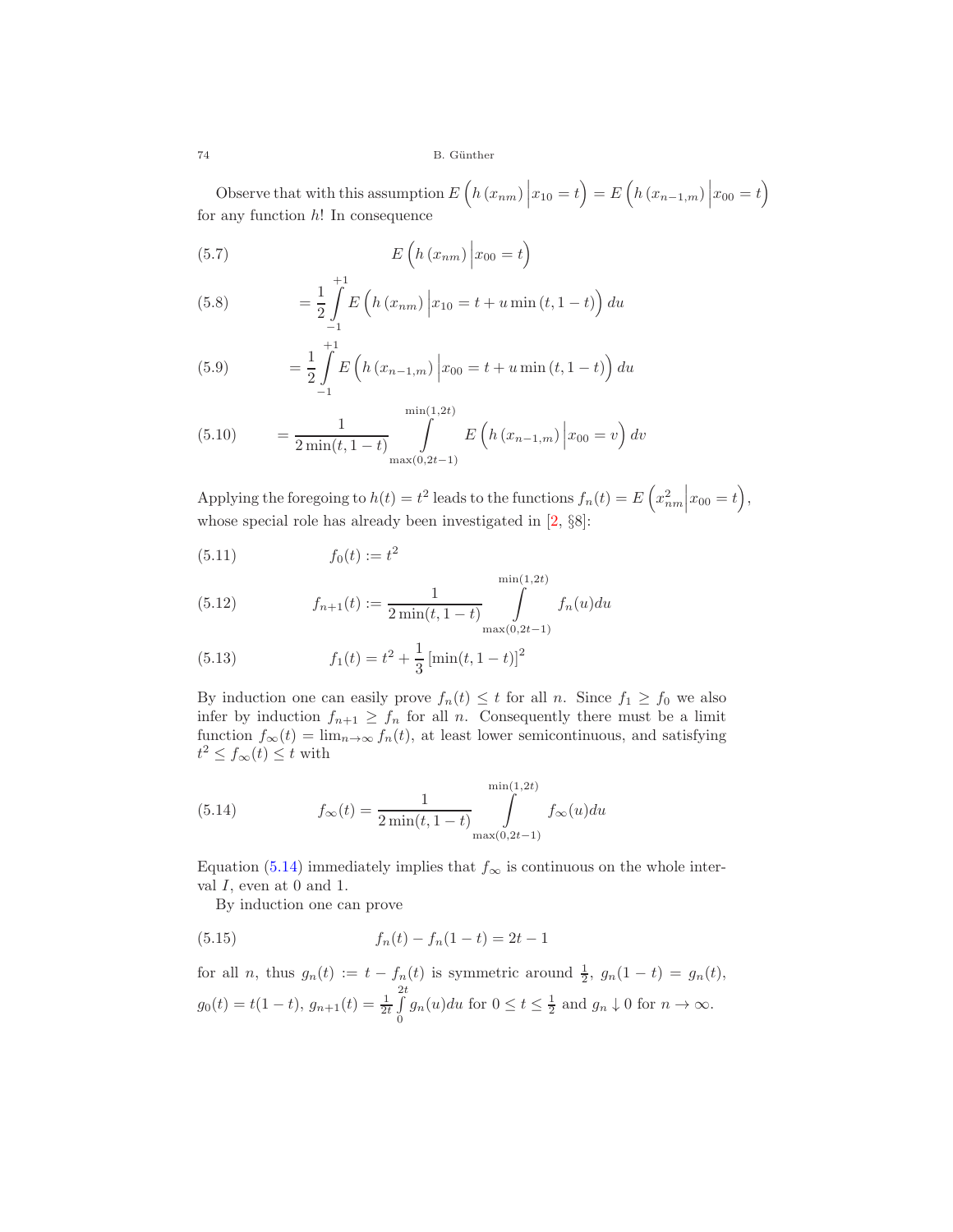Observe that with this assumption $E\left(h\left(x_{nm}\right)\Big|x_{10}=t\right)=E\left(h\left(x_{n-1,m}\right)\Big|x_{00}=t\right)$ for any function $h$! In consequence

$$E\left(h\left(x_{nm}\right)\Big|x_{00}=t\right) \tag{5.7}$$

$$=\frac{1}{2}\int_{-1}^{+1}E\left(h\left(x_{nm}\right)\Big|x_{10}=t+u\min\left(t,1-t\right)\right)du \tag{5.8}$$

$$=\frac{1}{2}\int_{-1}^{+1}E\left(h\left(x_{n-1,m}\right)\Big|x_{00}=t+u\min\left(t,1-t\right)\right)du \tag{5.9}$$

$$=\frac{1}{2\min(t,1-t)}\int_{\max(0,2t-1)}^{\min(1,2t)}E\left(h\left(x_{n-1,m}\right)\Big|x_{00}=v\right)dv \tag{5.10}$$

Applying the foregoing to $h(t)=t^2$ leads to the functions $f_n(t)=E\left(x_{nm}^2\Big|x_{00}=t\right)$, whose special role has already been investigated in [2, §8]:

$$f_0(t):=t^2 \tag{5.11}$$

$$f_{n+1}(t):=\frac{1}{2\min(t,1-t)}\int_{\max(0,2t-1)}^{\min(1,2t)}f_n(u)du \tag{5.12}$$

$$f_1(t)=t^2+\frac{1}{3}\left[\min(t,1-t)\right]^2 \tag{5.13}$$

By induction one can easily prove $f_n(t)\le t$ for all $n$. Since $f_1\ge f_0$ we also infer by induction $f_{n+1}\ge f_n$ for all $n$. Consequently there must be a limit function $f_\infty(t)=\lim_{n\to\infty}f_n(t)$, at least lower semicontinuous, and satisfying $t^2\le f_\infty(t)\le t$ with

$$f_\infty(t)=\frac{1}{2\min(t,1-t)}\int_{\max(0,2t-1)}^{\min(1,2t)}f_\infty(u)du \tag{5.14}$$

Equation (5.14) immediately implies that $f_\infty$ is continuous on the whole interval $I$, even at 0 and 1.

By induction one can prove

$$f_n(t)-f_n(1-t)=2t-1 \tag{5.15}$$

for all $n$, thus $g_n(t):=t-f_n(t)$ is symmetric around $\frac{1}{2}$, $g_n(1-t)=g_n(t)$, $g_0(t)=t(1-t)$, $g_{n+1}(t)=\frac{1}{2t}\int_0^{2t}g_n(u)du$ for $0\le t\le\frac{1}{2}$ and $g_n\downarrow 0$ for $n\to\infty$.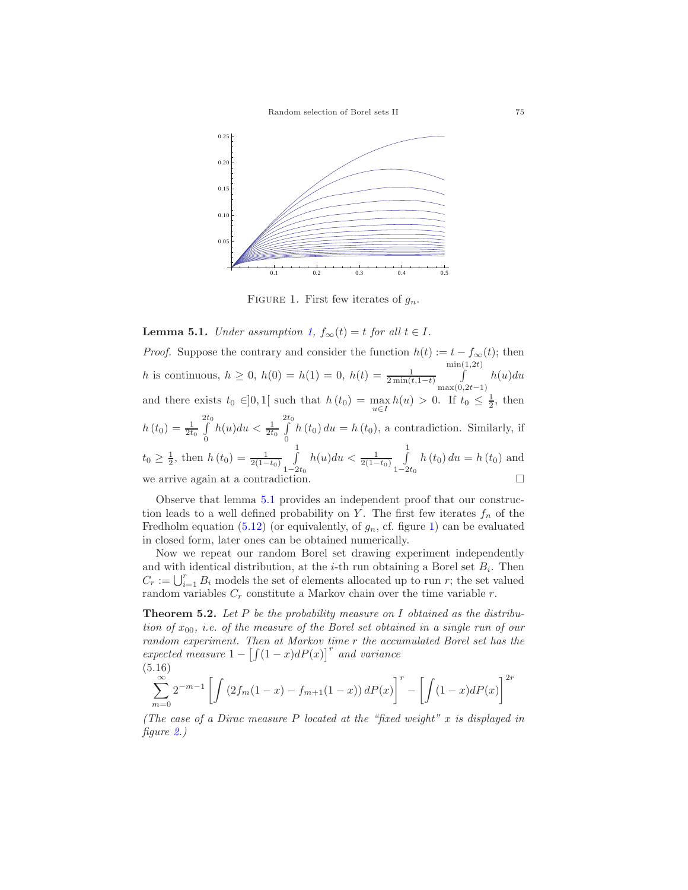FIGURE 1. First few iterates of $g_n$.

**Lemma 5.1.** *Under assumption 1, $f_\infty(t) = t$ for all $t \in I$.*

*Proof.* Suppose the contrary and consider the function $h(t) := t - f_\infty(t)$; then $h$ is continuous, $h \geq 0$, $h(0) = h(1) = 0$, $h(t) = \frac{1}{2\min(t,1-t)} \int\limits_{\max(0,2t-1)}^{\min(1,2t)} h(u)du$ and there exists $t_0 \in ]0,1[$ such that $h(t_0) = \max\limits_{u \in I} h(u) > 0$. If $t_0 \leq \frac{1}{2}$, then $h(t_0) = \frac{1}{2t_0} \int\limits_0^{2t_0} h(u)du < \frac{1}{2t_0} \int\limits_0^{2t_0} h(t_0)\,du = h(t_0)$, a contradiction. Similarly, if $t_0 \geq \frac{1}{2}$, then $h(t_0) = \frac{1}{2(1-t_0)} \int\limits_{1-2t_0}^{1} h(u)du < \frac{1}{2(1-t_0)} \int\limits_{1-2t_0}^{1} h(t_0)\,du = h(t_0)$ and we arrive again at a contradiction. $\square$

Observe that lemma 5.1 provides an independent proof that our construction leads to a well defined probability on $Y$. The first few iterates $f_n$ of the Fredholm equation (5.12) (or equivalently, of $g_n$, cf. figure 1) can be evaluated in closed form, later ones can be obtained numerically.

Now we repeat our random Borel set drawing experiment independently and with identical distribution, at the $i$-th run obtaining a Borel set $B_i$. Then $C_r := \bigcup_{i=1}^{r} B_i$ models the set of elements allocated up to run $r$; the set valued random variables $C_r$ constitute a Markov chain over the time variable $r$.

**Theorem 5.2.** *Let $P$ be the probability measure on $I$ obtained as the distribution of $x_{00}$, i.e. of the measure of the Borel set obtained in a single run of our random experiment. Then at Markov time $r$ the accumulated Borel set has the expected measure $1 - \left[\int(1-x)dP(x)\right]^r$ and variance*

$$\sum_{m=0}^{\infty} 2^{-m-1} \left[\int \left(2f_m(1-x) - f_{m+1}(1-x)\right) dP(x)\right]^r - \left[\int (1-x)dP(x)\right]^{2r} \tag{5.16}$$

*(The case of a Dirac measure $P$ located at the "fixed weight" $x$ is displayed in figure 2.)*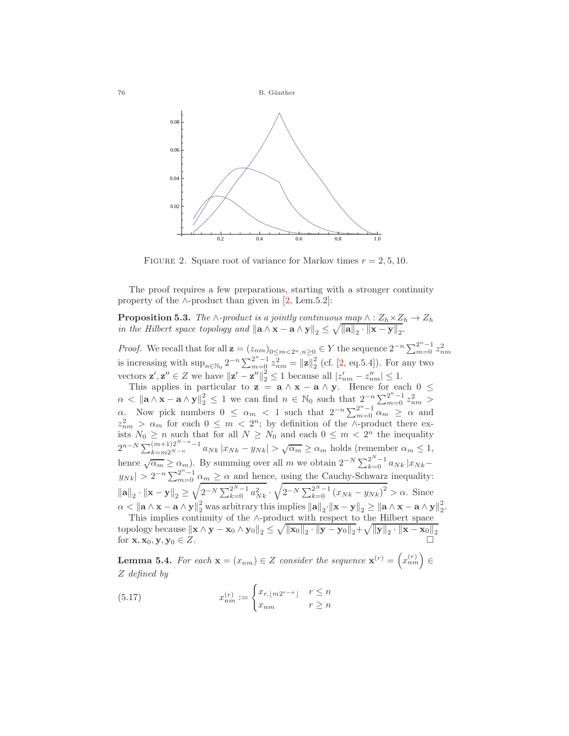FIGURE 2. Square root of variance for Markov times $r = 2, 5, 10$.

The proof requires a few preparations, starting with a stronger continuity property of the $\wedge$-product than given in [2, Lem.5.2]:

**Proposition 5.3.** *The $\wedge$-product is a jointly continuous map $\wedge : Z_h \times Z_h \to Z_h$ in the Hilbert space topology and $\|\mathbf{a}\wedge\mathbf{x} - \mathbf{a}\wedge\mathbf{y}\|_2 \le \sqrt{\|\mathbf{a}\|_2 \cdot \|\mathbf{x}-\mathbf{y}\|_2}$.*

*Proof.* We recall that for all $\mathbf{z} = (z_{nm})_{0\le m<2^n, n\ge 0} \in Y$ the sequence $2^{-n}\sum_{m=0}^{2^n-1} z_{nm}^2$ is increasing with $\sup_{n\in\mathbb{N}_0} 2^{-n}\sum_{m=0}^{2^n-1} z_{nm}^2 = \|\mathbf{z}\|_2^2$ (cf. [2, eq.5.4]). For any two vectors $\mathbf{z}', \mathbf{z}'' \in Z$ we have $\|\mathbf{z}'-\mathbf{z}''\|_2^2 \le 1$ because all $|z'_{nm} - z''_{nm}| \le 1$.

This applies in particular to $\mathbf{z} = \mathbf{a}\wedge\mathbf{x} - \mathbf{a}\wedge\mathbf{y}$. Hence for each $0 \le \alpha < \|\mathbf{a}\wedge\mathbf{x} - \mathbf{a}\wedge\mathbf{y}\|_2^2 \le 1$ we can find $n \in \mathbb{N}_0$ such that $2^{-n}\sum_{m=0}^{2^n-1} z_{nm}^2 > \alpha$. Now pick numbers $0 \le \alpha_m < 1$ such that $2^{-n}\sum_{m=0}^{2^n-1}\alpha_m \ge \alpha$ and $z_{nm}^2 > \alpha_m$ for each $0 \le m < 2^n$; by definition of the $\wedge$-product there exists $N_0 \ge n$ such that for all $N \ge N_0$ and each $0 \le m < 2^n$ the inequality $2^{n-N}\sum_{k=m2^{N-n}}^{(m+1)2^{N-n}-1} a_{Nk}\,|x_{Nk} - y_{Nk}| > \sqrt{\alpha_m} \ge \alpha_m$ holds (remember $\alpha_m \le 1$, hence $\sqrt{\alpha_m} \ge \alpha_m$). By summing over all $m$ we obtain $2^{-N}\sum_{k=0}^{2^N-1} a_{Nk}\,|x_{Nk} - y_{Nk}| > 2^{-n}\sum_{m=0}^{2^n-1}\alpha_m \ge \alpha$ and hence, using the Cauchy-Schwarz inequality: $\|\mathbf{a}\|_2 \cdot \|\mathbf{x}-\mathbf{y}\|_2 \ge \sqrt{2^{-N}\sum_{k=0}^{2^N-1} a_{Nk}^2}\cdot\sqrt{2^{-N}\sum_{k=0}^{2^N-1}(x_{Nk}-y_{Nk})^2} > \alpha$. Since $\alpha < \|\mathbf{a}\wedge\mathbf{x} - \mathbf{a}\wedge\mathbf{y}\|_2^2$ was arbitrary this implies $\|\mathbf{a}\|_2 \cdot \|\mathbf{x}-\mathbf{y}\|_2 \ge \|\mathbf{a}\wedge\mathbf{x} - \mathbf{a}\wedge\mathbf{y}\|_2^2$.

This implies continuity of the $\wedge$-product with respect to the Hilbert space topology because $\|\mathbf{x}\wedge\mathbf{y} - \mathbf{x}_0\wedge\mathbf{y}_0\|_2 \le \sqrt{\|\mathbf{x}_0\|_2 \cdot \|\mathbf{y}-\mathbf{y}_0\|_2} + \sqrt{\|\mathbf{y}\|_2 \cdot \|\mathbf{x}-\mathbf{x}_0\|_2}$ for $\mathbf{x}, \mathbf{x}_0, \mathbf{y}, \mathbf{y}_0 \in Z$. $\square$

**Lemma 5.4.** *For each $\mathbf{x} = (x_{nm}) \in Z$ consider the sequence $\mathbf{x}^{(r)} = \left(x_{nm}^{(r)}\right) \in Z$ defined by*

$$x_{nm}^{(r)} := \begin{cases} x_{r,\lfloor m2^{r-n}\rfloor} & r \le n \\ x_{nm} & r \ge n \end{cases} \tag{5.17}$$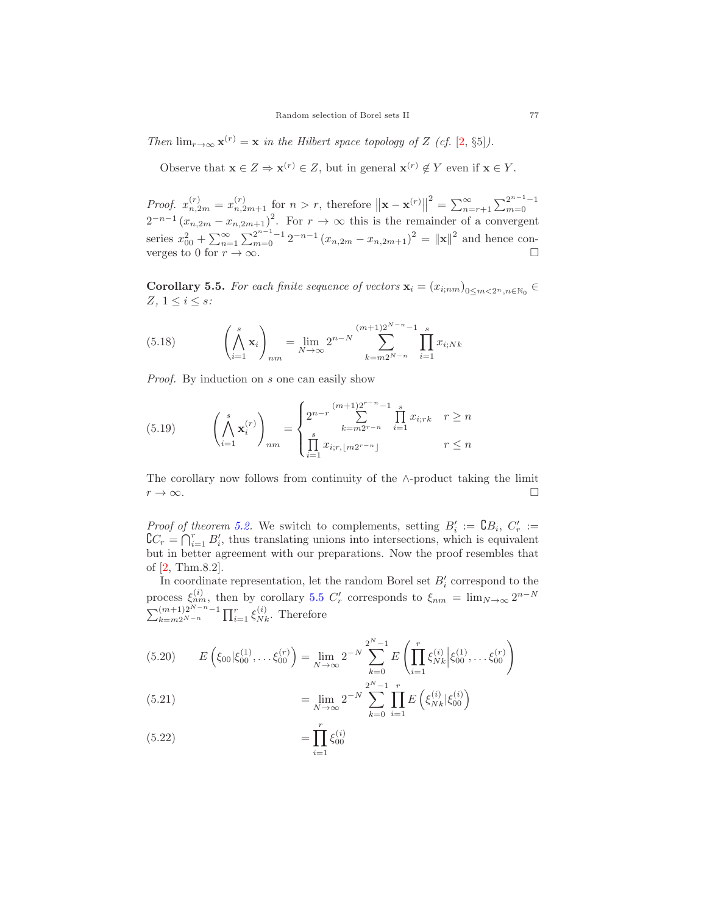*Then* $\lim_{r\to\infty} \mathbf{x}^{(r)} = \mathbf{x}$ *in the Hilbert space topology of* $Z$ *(cf. [2, §5]).*

Observe that $\mathbf{x} \in Z \Rightarrow \mathbf{x}^{(r)} \in Z$, but in general $\mathbf{x}^{(r)} \notin Y$ even if $\mathbf{x} \in Y$.

*Proof.* $x^{(r)}_{n,2m} = x^{(r)}_{n,2m+1}$ for $n > r$, therefore $\left\|\mathbf{x} - \mathbf{x}^{(r)}\right\|^2 = \sum_{n=r+1}^{\infty} \sum_{m=0}^{2^{n-1}-1} 2^{-n-1} \left(x_{n,2m} - x_{n,2m+1}\right)^2$. For $r \to \infty$ this is the remainder of a convergent series $x_{00}^2 + \sum_{n=1}^{\infty} \sum_{m=0}^{2^{n-1}-1} 2^{-n-1} \left(x_{n,2m} - x_{n,2m+1}\right)^2 = \|\mathbf{x}\|^2$ and hence converges to 0 for $r \to \infty$. □

**Corollary 5.5.** *For each finite sequence of vectors* $\mathbf{x}_i = (x_{i;nm})_{0\le m<2^n, n\in\mathbb{N}_0} \in Z$, $1 \le i \le s$:

$$\left(\bigwedge_{i=1}^{s} \mathbf{x}_i\right)_{nm} = \lim_{N\to\infty} 2^{n-N} \sum_{k=m2^{N-n}}^{(m+1)2^{N-n}-1} \prod_{i=1}^{s} x_{i;Nk} \tag{5.18}$$

*Proof.* By induction on $s$ one can easily show

$$\left(\bigwedge_{i=1}^{s} \mathbf{x}_i^{(r)}\right)_{nm} = \begin{cases} 2^{n-r} \sum\limits_{k=m2^{r-n}}^{(m+1)2^{r-n}-1} \prod\limits_{i=1}^{s} x_{i;rk} & r \ge n \\ \prod\limits_{i=1}^{s} x_{i;r,\lfloor m2^{r-n}\rfloor} & r \le n \end{cases} \tag{5.19}$$

The corollary now follows from continuity of the $\wedge$-product taking the limit $r \to \infty$. □

*Proof of theorem 5.2.* We switch to complements, setting $B_i' := \complement B_i$, $C_r' := \complement C_r = \bigcap_{i=1}^{r} B_i'$, thus translating unions into intersections, which is equivalent but in better agreement with our preparations. Now the proof resembles that of [2, Thm.8.2].

In coordinate representation, let the random Borel set $B_i'$ correspond to the process $\xi^{(i)}_{nm}$, then by corollary 5.5 $C_r'$ corresponds to $\xi_{nm} = \lim_{N\to\infty} 2^{n-N} \sum_{k=m2^{N-n}}^{(m+1)2^{N-n}-1} \prod_{i=1}^{r} \xi^{(i)}_{Nk}$. Therefore

$$E\left(\xi_{00} | \xi^{(1)}_{00}, \dots \xi^{(r)}_{00}\right) = \lim_{N\to\infty} 2^{-N} \sum_{k=0}^{2^N-1} E\left(\prod_{i=1}^{r} \xi^{(i)}_{Nk} \middle| \xi^{(1)}_{00}, \dots \xi^{(r)}_{00}\right) \tag{5.20}$$

$$= \lim_{N\to\infty} 2^{-N} \sum_{k=0}^{2^N-1} \prod_{i=1}^{r} E\left(\xi^{(i)}_{Nk} | \xi^{(i)}_{00}\right) \tag{5.21}$$

$$= \prod_{i=1}^{r} \xi^{(i)}_{00} \tag{5.22}$$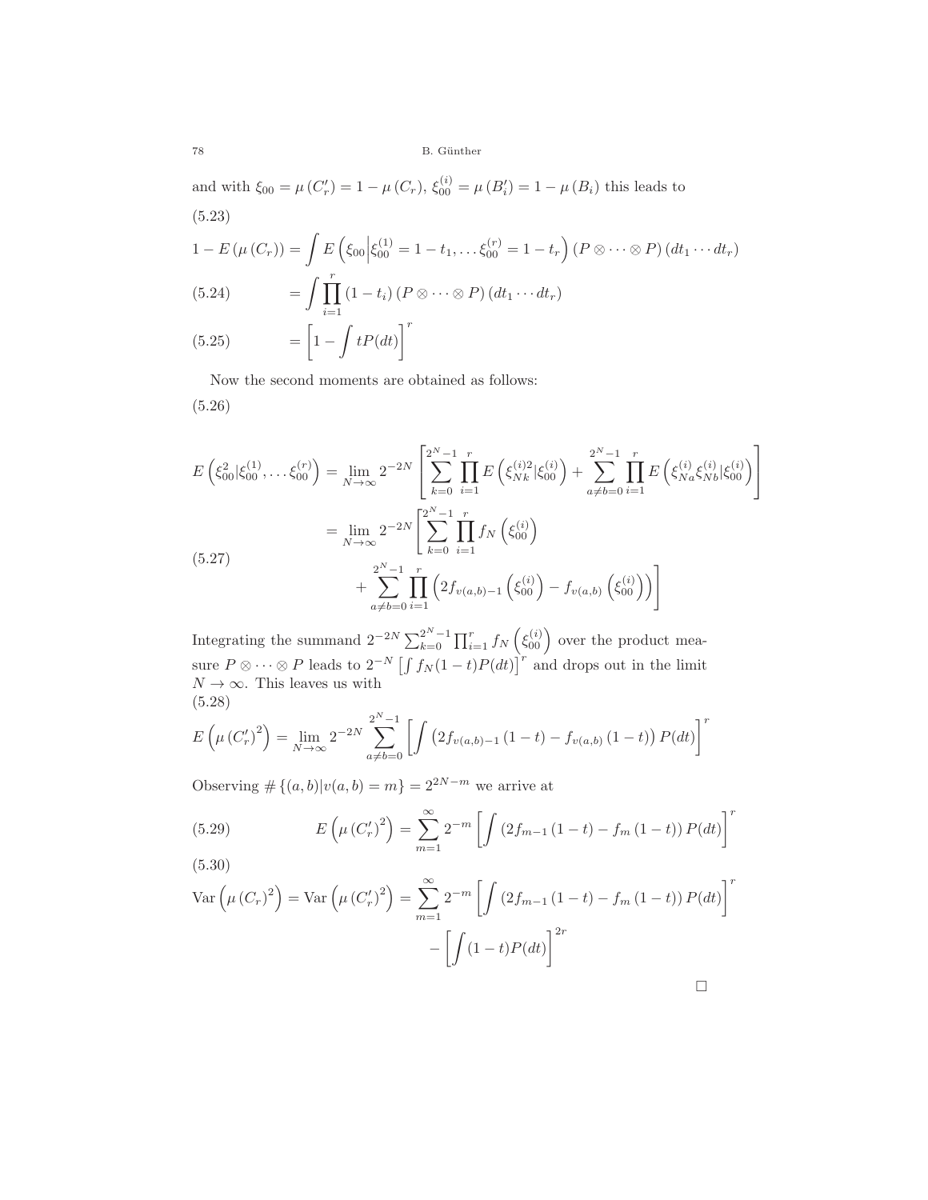and with $\xi_{00} = \mu\left(C_r'\right) = 1 - \mu\left(C_r\right)$, $\xi_{00}^{(i)} = \mu\left(B_i'\right) = 1 - \mu\left(B_i\right)$ this leads to

(5.23)

$$1 - E\left(\mu\left(C_r\right)\right) = \int E\left(\xi_{00} \middle| \xi_{00}^{(1)} = 1 - t_1, \dots \xi_{00}^{(r)} = 1 - t_r\right) \left(P \otimes \cdots \otimes P\right) \left(dt_1 \cdots dt_r\right)$$

$$(5.24) \qquad = \int \prod_{i=1}^{r} \left(1 - t_i\right) \left(P \otimes \cdots \otimes P\right) \left(dt_1 \cdots dt_r\right)$$

$$(5.25) \qquad = \left[1 - \int t P(dt)\right]^r$$

Now the second moments are obtained as follows:

(5.26)

$$E\left(\xi_{00}^2 | \xi_{00}^{(1)}, \dots \xi_{00}^{(r)}\right) = \lim_{N \to \infty} 2^{-2N} \left[\sum_{k=0}^{2^N - 1} \prod_{i=1}^{r} E\left(\xi_{Nk}^{(i)2} | \xi_{00}^{(i)}\right) + \sum_{a \neq b = 0}^{2^N - 1} \prod_{i=1}^{r} E\left(\xi_{Na}^{(i)} \xi_{Nb}^{(i)} | \xi_{00}^{(i)}\right)\right]$$

(5.27)

$$= \lim_{N \to \infty} 2^{-2N} \left[\sum_{k=0}^{2^N - 1} \prod_{i=1}^{r} f_N\left(\xi_{00}^{(i)}\right) + \sum_{a \neq b = 0}^{2^N - 1} \prod_{i=1}^{r} \left(2 f_{v(a,b)-1}\left(\xi_{00}^{(i)}\right) - f_{v(a,b)}\left(\xi_{00}^{(i)}\right)\right)\right]$$

Integrating the summand $2^{-2N} \sum_{k=0}^{2^N-1} \prod_{i=1}^{r} f_N\left(\xi_{00}^{(i)}\right)$ over the product measure $P \otimes \cdots \otimes P$ leads to $2^{-N}\left[\int f_N(1-t) P(dt)\right]^r$ and drops out in the limit $N \to \infty$. This leaves us with

(5.28)

$$E\left(\mu\left(C_r'\right)^2\right) = \lim_{N \to \infty} 2^{-2N} \sum_{a \neq b = 0}^{2^N - 1} \left[\int \left(2 f_{v(a,b)-1}\left(1 - t\right) - f_{v(a,b)}\left(1 - t\right)\right) P(dt)\right]^r$$

Observing $\#\left\{(a,b) | v(a,b) = m\right\} = 2^{2N-m}$ we arrive at

$$(5.29) \qquad E\left(\mu\left(C_r'\right)^2\right) = \sum_{m=1}^{\infty} 2^{-m} \left[\int \left(2 f_{m-1}\left(1 - t\right) - f_m\left(1 - t\right)\right) P(dt)\right]^r$$

(5.30)

$$\operatorname{Var}\left(\mu\left(C_r\right)^2\right) = \operatorname{Var}\left(\mu\left(C_r'\right)^2\right) = \sum_{m=1}^{\infty} 2^{-m} \left[\int \left(2 f_{m-1}\left(1 - t\right) - f_m\left(1 - t\right)\right) P(dt)\right]^r - \left[\int (1 - t) P(dt)\right]^{2r}$$

□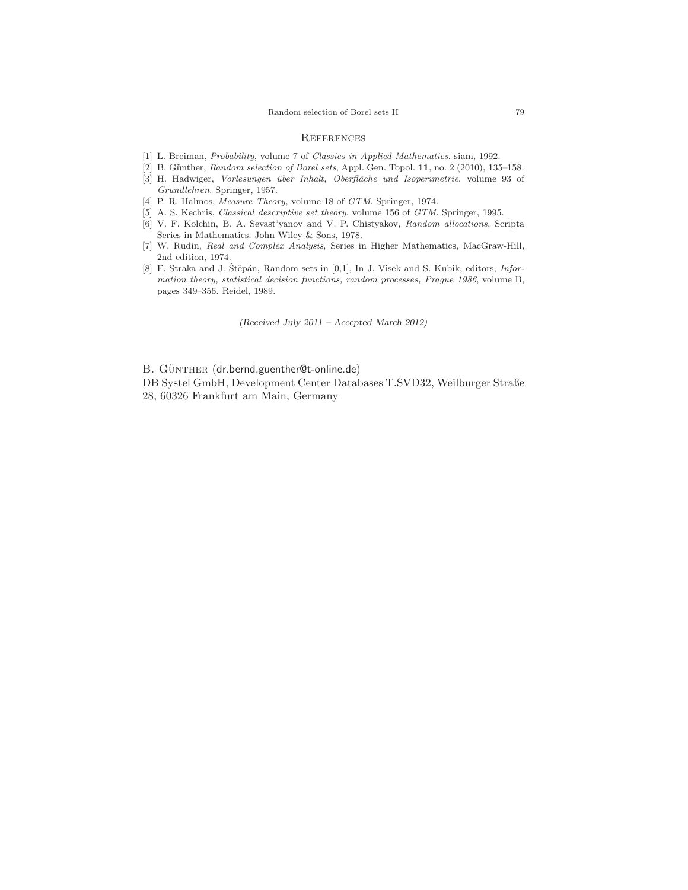## References

[1] L. Breiman, *Probability*, volume 7 of *Classics in Applied Mathematics*. siam, 1992.

[2] B. Günther, *Random selection of Borel sets*, Appl. Gen. Topol. **11**, no. 2 (2010), 135–158.

[3] H. Hadwiger, *Vorlesungen über Inhalt, Oberfläche und Isoperimetrie*, volume 93 of *Grundlehren*. Springer, 1957.

[4] P. R. Halmos, *Measure Theory*, volume 18 of *GTM*. Springer, 1974.

[5] A. S. Kechris, *Classical descriptive set theory*, volume 156 of *GTM*. Springer, 1995.

[6] V. F. Kolchin, B. A. Sevast'yanov and V. P. Chistyakov, *Random allocations*, Scripta Series in Mathematics. John Wiley & Sons, 1978.

[7] W. Rudin, *Real and Complex Analysis*, Series in Higher Mathematics, MacGraw-Hill, 2nd edition, 1974.

[8] F. Straka and J. Štěpán, Random sets in [0,1], In J. Visek and S. Kubik, editors, *Information theory, statistical decision functions, random processes, Prague 1986*, volume B, pages 349–356. Reidel, 1989.

*(Received July 2011 – Accepted March 2012)*

B. Günther (dr.bernd.guenther@t-online.de)
DB Systel GmbH, Development Center Databases T.SVD32, Weilburger Straße 28, 60326 Frankfurt am Main, Germany